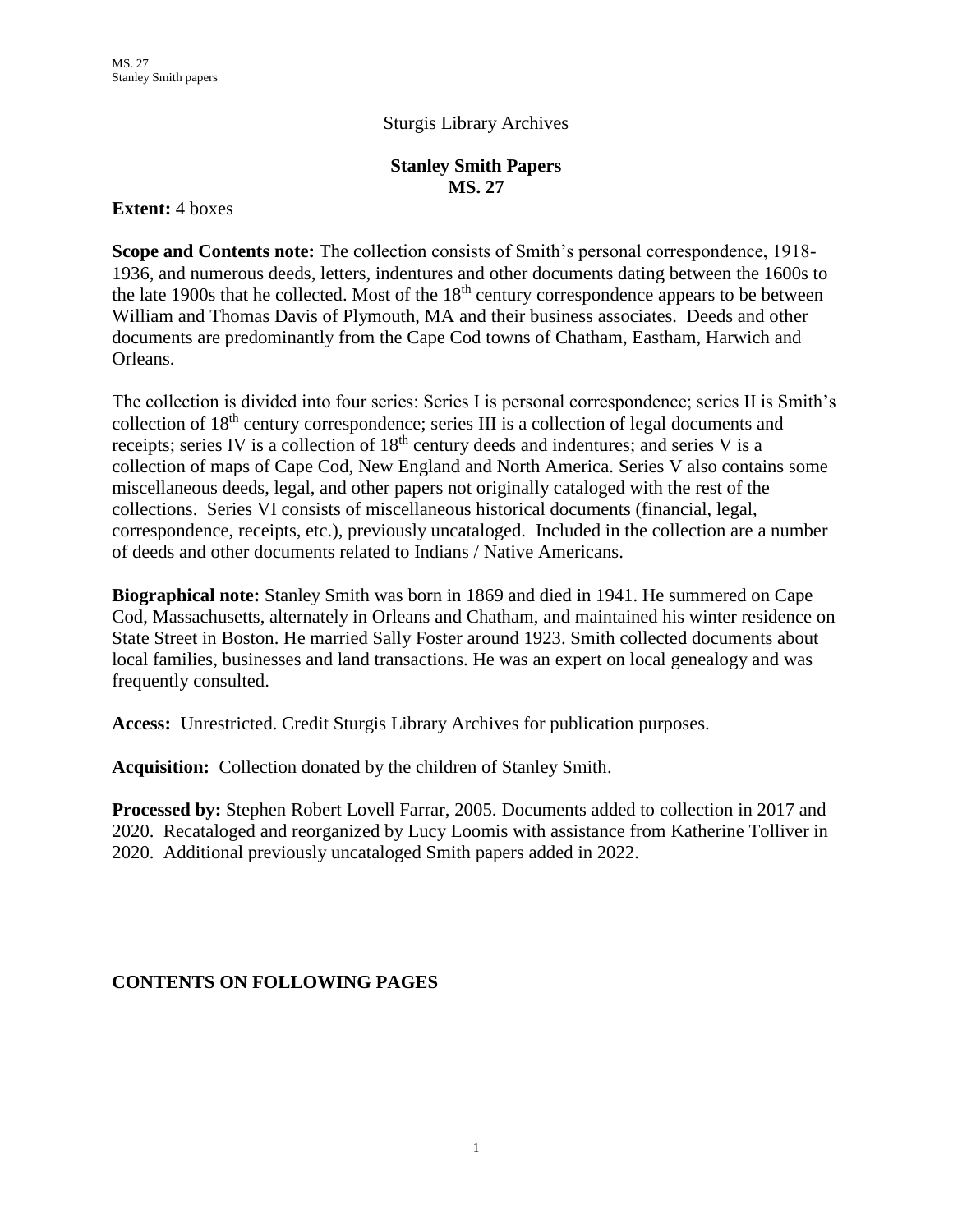Sturgis Library Archives

# Stanley Smith Papers
## MS. 27

**Extent:** 4 boxes

**Scope and Contents note:** The collection consists of Smith's personal correspondence, 1918-1936, and numerous deeds, letters, indentures and other documents dating between the 1600s to the late 1900s that he collected. Most of the 18th century correspondence appears to be between William and Thomas Davis of Plymouth, MA and their business associates. Deeds and other documents are predominantly from the Cape Cod towns of Chatham, Eastham, Harwich and Orleans.

The collection is divided into four series: Series I is personal correspondence; series II is Smith's collection of 18th century correspondence; series III is a collection of legal documents and receipts; series IV is a collection of 18th century deeds and indentures; and series V is a collection of maps of Cape Cod, New England and North America. Series V also contains some miscellaneous deeds, legal, and other papers not originally cataloged with the rest of the collections. Series VI consists of miscellaneous historical documents (financial, legal, correspondence, receipts, etc.), previously uncataloged. Included in the collection are a number of deeds and other documents related to Indians / Native Americans.

**Biographical note:** Stanley Smith was born in 1869 and died in 1941. He summered on Cape Cod, Massachusetts, alternately in Orleans and Chatham, and maintained his winter residence on State Street in Boston. He married Sally Foster around 1923. Smith collected documents about local families, businesses and land transactions. He was an expert on local genealogy and was frequently consulted.

**Access:** Unrestricted. Credit Sturgis Library Archives for publication purposes.

**Acquisition:** Collection donated by the children of Stanley Smith.

**Processed by:** Stephen Robert Lovell Farrar, 2005. Documents added to collection in 2017 and 2020. Recataloged and reorganized by Lucy Loomis with assistance from Katherine Tolliver in 2020. Additional previously uncataloged Smith papers added in 2022.

**CONTENTS ON FOLLOWING PAGES**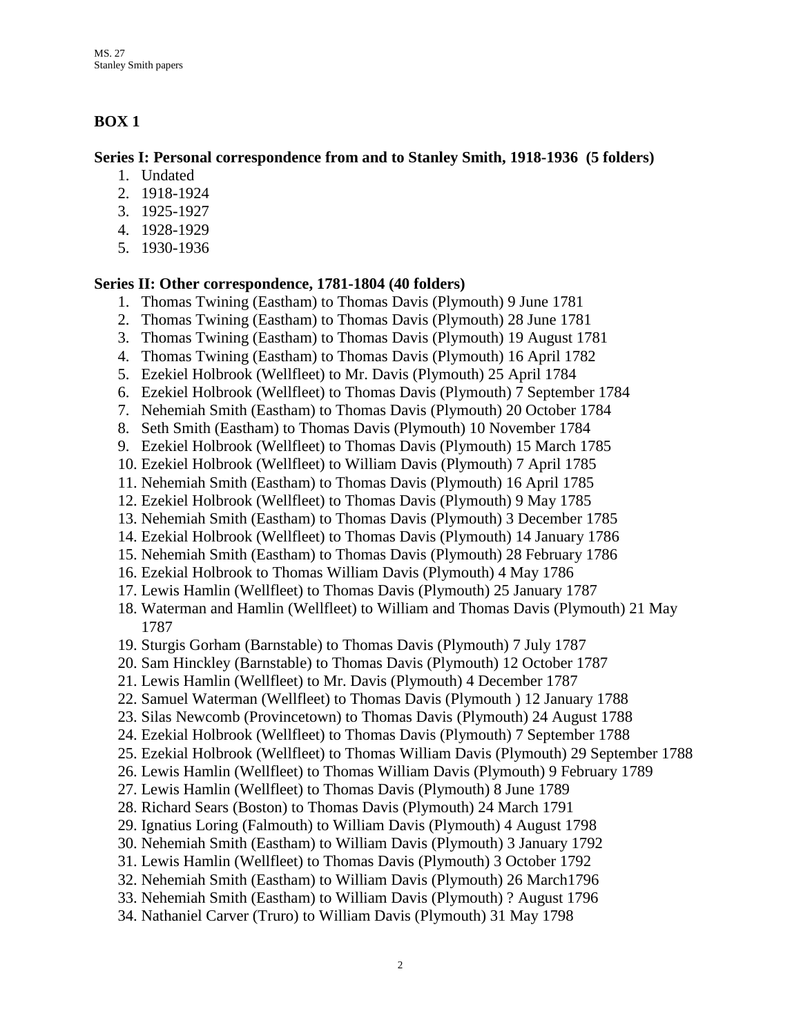## BOX 1

### Series I: Personal correspondence from and to Stanley Smith, 1918-1936 (5 folders)

1. Undated
2. 1918-1924
3. 1925-1927
4. 1928-1929
5. 1930-1936

### Series II: Other correspondence, 1781-1804 (40 folders)

1. Thomas Twining (Eastham) to Thomas Davis (Plymouth) 9 June 1781
2. Thomas Twining (Eastham) to Thomas Davis (Plymouth) 28 June 1781
3. Thomas Twining (Eastham) to Thomas Davis (Plymouth) 19 August 1781
4. Thomas Twining (Eastham) to Thomas Davis (Plymouth) 16 April 1782
5. Ezekiel Holbrook (Wellfleet) to Mr. Davis (Plymouth) 25 April 1784
6. Ezekiel Holbrook (Wellfleet) to Thomas Davis (Plymouth) 7 September 1784
7. Nehemiah Smith (Eastham) to Thomas Davis (Plymouth) 20 October 1784
8. Seth Smith (Eastham) to Thomas Davis (Plymouth) 10 November 1784
9. Ezekiel Holbrook (Wellfleet) to Thomas Davis (Plymouth) 15 March 1785
10. Ezekiel Holbrook (Wellfleet) to William Davis (Plymouth) 7 April 1785
11. Nehemiah Smith (Eastham) to Thomas Davis (Plymouth) 16 April 1785
12. Ezekiel Holbrook (Wellfleet) to Thomas Davis (Plymouth) 9 May 1785
13. Nehemiah Smith (Eastham) to Thomas Davis (Plymouth) 3 December 1785
14. Ezekial Holbrook (Wellfleet) to Thomas Davis (Plymouth) 14 January 1786
15. Nehemiah Smith (Eastham) to Thomas Davis (Plymouth) 28 February 1786
16. Ezekial Holbrook to Thomas William Davis (Plymouth) 4 May 1786
17. Lewis Hamlin (Wellfleet) to Thomas Davis (Plymouth) 25 January 1787
18. Waterman and Hamlin (Wellfleet) to William and Thomas Davis (Plymouth) 21 May 1787
19. Sturgis Gorham (Barnstable) to Thomas Davis (Plymouth) 7 July 1787
20. Sam Hinckley (Barnstable) to Thomas Davis (Plymouth) 12 October 1787
21. Lewis Hamlin (Wellfleet) to Mr. Davis (Plymouth) 4 December 1787
22. Samuel Waterman (Wellfleet) to Thomas Davis (Plymouth ) 12 January 1788
23. Silas Newcomb (Provincetown) to Thomas Davis (Plymouth) 24 August 1788
24. Ezekial Holbrook (Wellfleet) to Thomas Davis (Plymouth) 7 September 1788
25. Ezekial Holbrook (Wellfleet) to Thomas William Davis (Plymouth) 29 September 1788
26. Lewis Hamlin (Wellfleet) to Thomas William Davis (Plymouth) 9 February 1789
27. Lewis Hamlin (Wellfleet) to Thomas Davis (Plymouth) 8 June 1789
28. Richard Sears (Boston) to Thomas Davis (Plymouth) 24 March 1791
29. Ignatius Loring (Falmouth) to William Davis (Plymouth) 4 August 1798
30. Nehemiah Smith (Eastham) to William Davis (Plymouth) 3 January 1792
31. Lewis Hamlin (Wellfleet) to Thomas Davis (Plymouth) 3 October 1792
32. Nehemiah Smith (Eastham) to William Davis (Plymouth) 26 March1796
33. Nehemiah Smith (Eastham) to William Davis (Plymouth) ? August 1796
34. Nathaniel Carver (Truro) to William Davis (Plymouth) 31 May 1798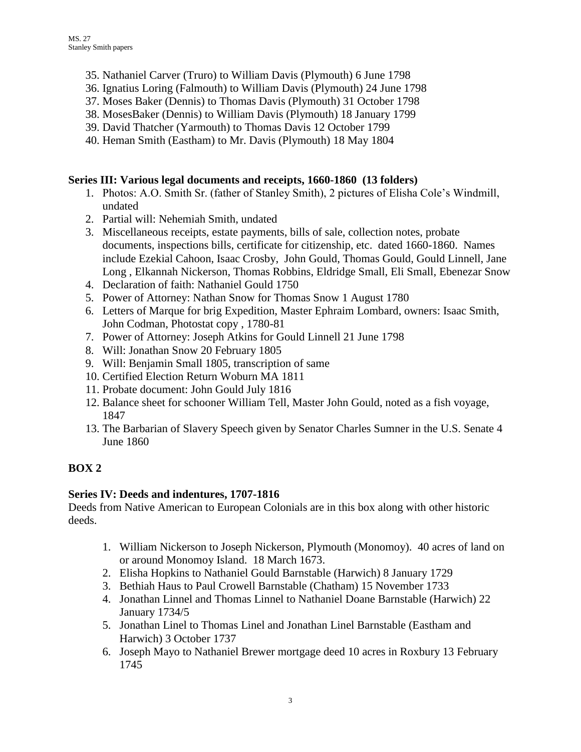35. Nathaniel Carver (Truro) to William Davis (Plymouth) 6 June 1798
36. Ignatius Loring (Falmouth) to William Davis (Plymouth) 24 June 1798
37. Moses Baker (Dennis) to Thomas Davis (Plymouth) 31 October 1798
38. MosesBaker (Dennis) to William Davis (Plymouth) 18 January 1799
39. David Thatcher (Yarmouth) to Thomas Davis 12 October 1799
40. Heman Smith (Eastham) to Mr. Davis (Plymouth) 18 May 1804

**Series III: Various legal documents and receipts, 1660-1860 (13 folders)**

1. Photos: A.O. Smith Sr. (father of Stanley Smith), 2 pictures of Elisha Cole's Windmill, undated
2. Partial will: Nehemiah Smith, undated
3. Miscellaneous receipts, estate payments, bills of sale, collection notes, probate documents, inspections bills, certificate for citizenship, etc. dated 1660-1860. Names include Ezekial Cahoon, Isaac Crosby, John Gould, Thomas Gould, Gould Linnell, Jane Long , Elkannah Nickerson, Thomas Robbins, Eldridge Small, Eli Small, Ebenezar Snow
4. Declaration of faith: Nathaniel Gould 1750
5. Power of Attorney: Nathan Snow for Thomas Snow 1 August 1780
6. Letters of Marque for brig Expedition, Master Ephraim Lombard, owners: Isaac Smith, John Codman, Photostat copy , 1780-81
7. Power of Attorney: Joseph Atkins for Gould Linnell 21 June 1798
8. Will: Jonathan Snow 20 February 1805
9. Will: Benjamin Small 1805, transcription of same
10. Certified Election Return Woburn MA 1811
11. Probate document: John Gould July 1816
12. Balance sheet for schooner William Tell, Master John Gould, noted as a fish voyage, 1847
13. The Barbarian of Slavery Speech given by Senator Charles Sumner in the U.S. Senate 4 June 1860

**BOX 2**

**Series IV: Deeds and indentures, 1707-1816**

Deeds from Native American to European Colonials are in this box along with other historic deeds.

1. William Nickerson to Joseph Nickerson, Plymouth (Monomoy). 40 acres of land on or around Monomoy Island. 18 March 1673.
2. Elisha Hopkins to Nathaniel Gould Barnstable (Harwich) 8 January 1729
3. Bethiah Haus to Paul Crowell Barnstable (Chatham) 15 November 1733
4. Jonathan Linnel and Thomas Linnel to Nathaniel Doane Barnstable (Harwich) 22 January 1734/5
5. Jonathan Linel to Thomas Linel and Jonathan Linel Barnstable (Eastham and Harwich) 3 October 1737
6. Joseph Mayo to Nathaniel Brewer mortgage deed 10 acres in Roxbury 13 February 1745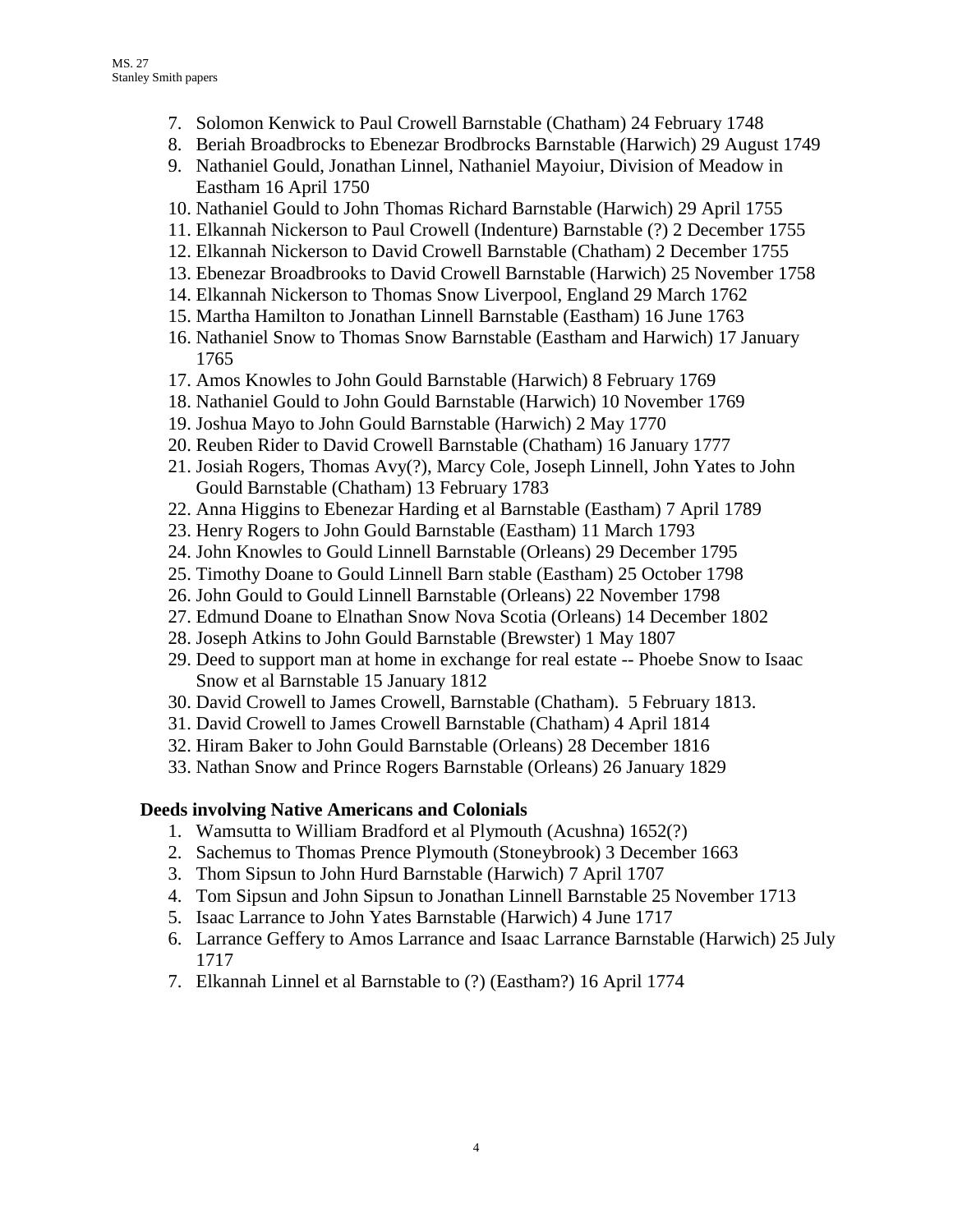7. Solomon Kenwick to Paul Crowell Barnstable (Chatham) 24 February 1748
8. Beriah Broadbrocks to Ebenezar Brodbrocks Barnstable (Harwich) 29 August 1749
9. Nathaniel Gould, Jonathan Linnel, Nathaniel Mayoiur, Division of Meadow in Eastham 16 April 1750
10. Nathaniel Gould to John Thomas Richard Barnstable (Harwich) 29 April 1755
11. Elkannah Nickerson to Paul Crowell (Indenture) Barnstable (?) 2 December 1755
12. Elkannah Nickerson to David Crowell Barnstable (Chatham) 2 December 1755
13. Ebenezar Broadbrooks to David Crowell Barnstable (Harwich) 25 November 1758
14. Elkannah Nickerson to Thomas Snow Liverpool, England 29 March 1762
15. Martha Hamilton to Jonathan Linnell Barnstable (Eastham) 16 June 1763
16. Nathaniel Snow to Thomas Snow Barnstable (Eastham and Harwich) 17 January 1765
17. Amos Knowles to John Gould Barnstable (Harwich) 8 February 1769
18. Nathaniel Gould to John Gould Barnstable (Harwich) 10 November 1769
19. Joshua Mayo to John Gould Barnstable (Harwich) 2 May 1770
20. Reuben Rider to David Crowell Barnstable (Chatham) 16 January 1777
21. Josiah Rogers, Thomas Avy(?), Marcy Cole, Joseph Linnell, John Yates to John Gould Barnstable (Chatham) 13 February 1783
22. Anna Higgins to Ebenezar Harding et al Barnstable (Eastham) 7 April 1789
23. Henry Rogers to John Gould Barnstable (Eastham) 11 March 1793
24. John Knowles to Gould Linnell Barnstable (Orleans) 29 December 1795
25. Timothy Doane to Gould Linnell Barn stable (Eastham) 25 October 1798
26. John Gould to Gould Linnell Barnstable (Orleans) 22 November 1798
27. Edmund Doane to Elnathan Snow Nova Scotia (Orleans) 14 December 1802
28. Joseph Atkins to John Gould Barnstable (Brewster) 1 May 1807
29. Deed to support man at home in exchange for real estate -- Phoebe Snow to Isaac Snow et al Barnstable 15 January 1812
30. David Crowell to James Crowell, Barnstable (Chatham). 5 February 1813.
31. David Crowell to James Crowell Barnstable (Chatham) 4 April 1814
32. Hiram Baker to John Gould Barnstable (Orleans) 28 December 1816
33. Nathan Snow and Prince Rogers Barnstable (Orleans) 26 January 1829

**Deeds involving Native Americans and Colonials**

1. Wamsutta to William Bradford et al Plymouth (Acushna) 1652(?)
2. Sachemus to Thomas Prence Plymouth (Stoneybrook) 3 December 1663
3. Thom Sipsun to John Hurd Barnstable (Harwich) 7 April 1707
4. Tom Sipsun and John Sipsun to Jonathan Linnell Barnstable 25 November 1713
5. Isaac Larrance to John Yates Barnstable (Harwich) 4 June 1717
6. Larrance Geffery to Amos Larrance and Isaac Larrance Barnstable (Harwich) 25 July 1717
7. Elkannah Linnel et al Barnstable to (?) (Eastham?) 16 April 1774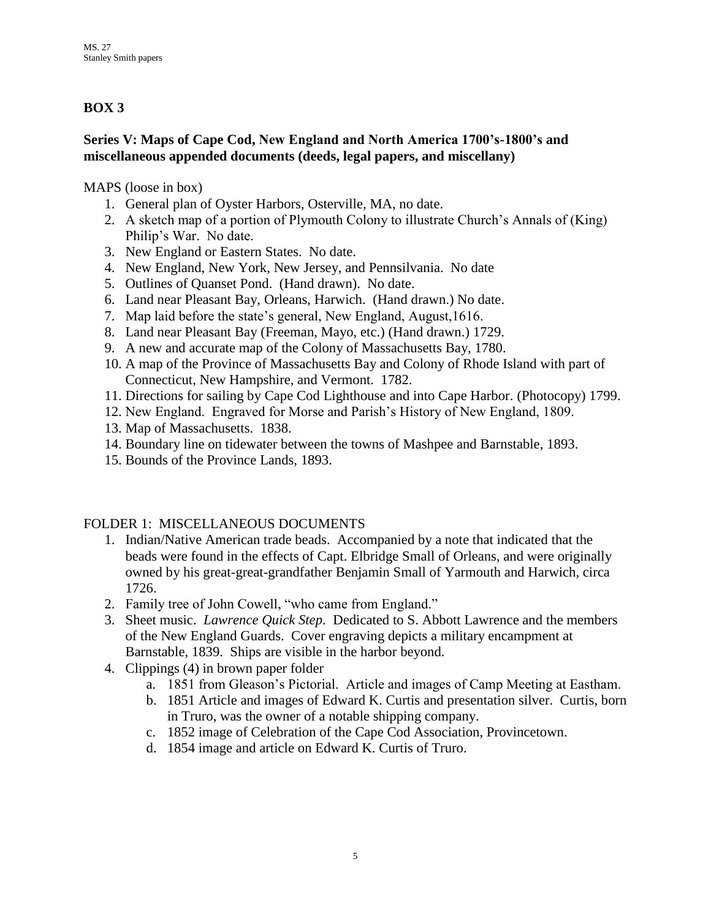## BOX 3

### Series V: Maps of Cape Cod, New England and North America 1700's-1800's and miscellaneous appended documents (deeds, legal papers, and miscellany)

MAPS (loose in box)

1. General plan of Oyster Harbors, Osterville, MA, no date.
2. A sketch map of a portion of Plymouth Colony to illustrate Church's Annals of (King) Philip's War. No date.
3. New England or Eastern States. No date.
4. New England, New York, New Jersey, and Pennsilvania. No date
5. Outlines of Quanset Pond. (Hand drawn). No date.
6. Land near Pleasant Bay, Orleans, Harwich. (Hand drawn.) No date.
7. Map laid before the state's general, New England, August,1616.
8. Land near Pleasant Bay (Freeman, Mayo, etc.) (Hand drawn.) 1729.
9. A new and accurate map of the Colony of Massachusetts Bay, 1780.
10. A map of the Province of Massachusetts Bay and Colony of Rhode Island with part of Connecticut, New Hampshire, and Vermont. 1782.
11. Directions for sailing by Cape Cod Lighthouse and into Cape Harbor. (Photocopy) 1799.
12. New England. Engraved for Morse and Parish's History of New England, 1809.
13. Map of Massachusetts. 1838.
14. Boundary line on tidewater between the towns of Mashpee and Barnstable, 1893.
15. Bounds of the Province Lands, 1893.

FOLDER 1: MISCELLANEOUS DOCUMENTS

1. Indian/Native American trade beads. Accompanied by a note that indicated that the beads were found in the effects of Capt. Elbridge Small of Orleans, and were originally owned by his great-great-grandfather Benjamin Small of Yarmouth and Harwich, circa 1726.
2. Family tree of John Cowell, "who came from England."
3. Sheet music. *Lawrence Quick Step*. Dedicated to S. Abbott Lawrence and the members of the New England Guards. Cover engraving depicts a military encampment at Barnstable, 1839. Ships are visible in the harbor beyond.
4. Clippings (4) in brown paper folder
   a. 1851 from Gleason's Pictorial. Article and images of Camp Meeting at Eastham.
   b. 1851 Article and images of Edward K. Curtis and presentation silver. Curtis, born in Truro, was the owner of a notable shipping company.
   c. 1852 image of Celebration of the Cape Cod Association, Provincetown.
   d. 1854 image and article on Edward K. Curtis of Truro.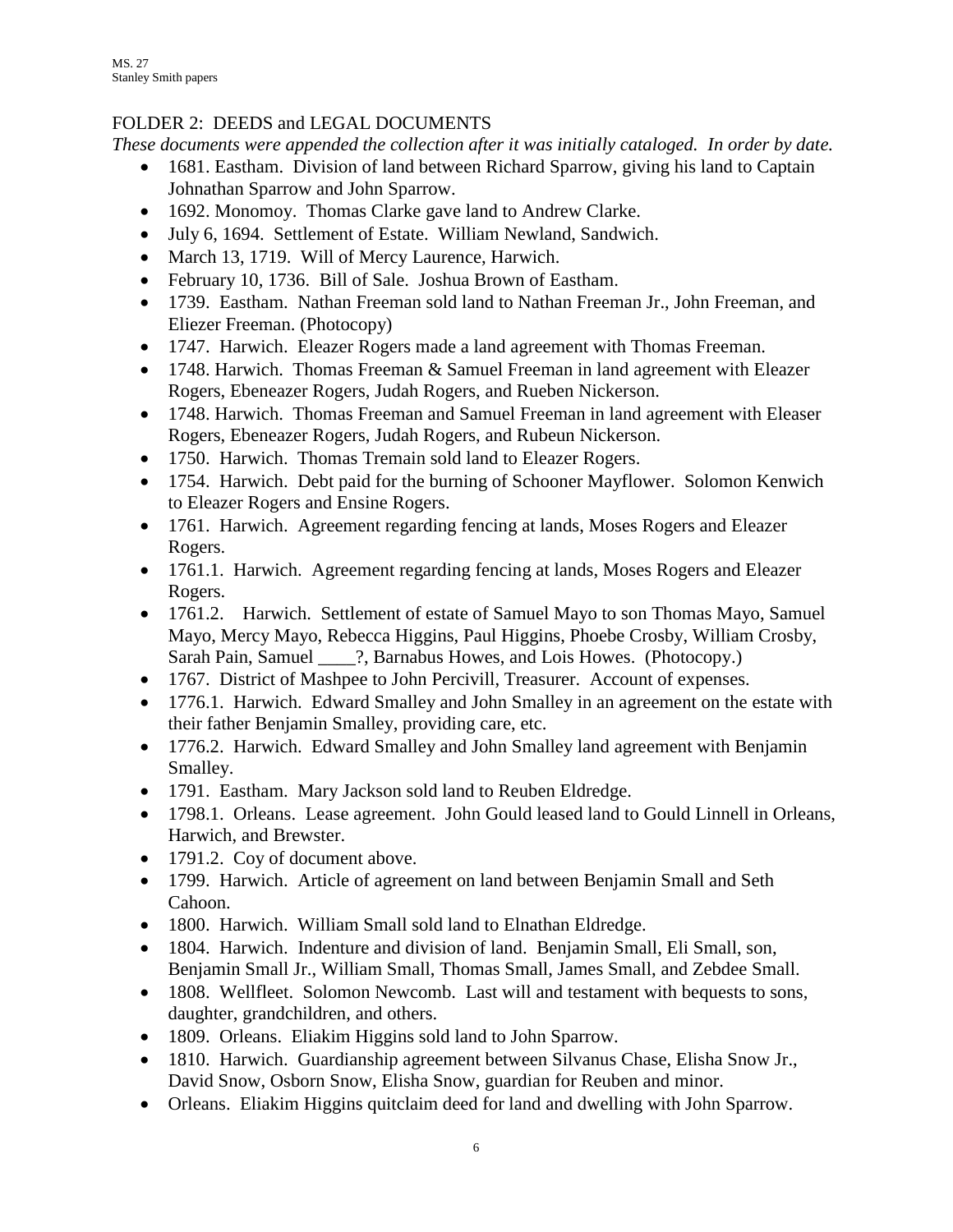## FOLDER 2: DEEDS and LEGAL DOCUMENTS

*These documents were appended the collection after it was initially cataloged. In order by date.*

- 1681. Eastham. Division of land between Richard Sparrow, giving his land to Captain Johnathan Sparrow and John Sparrow.
- 1692. Monomoy. Thomas Clarke gave land to Andrew Clarke.
- July 6, 1694. Settlement of Estate. William Newland, Sandwich.
- March 13, 1719. Will of Mercy Laurence, Harwich.
- February 10, 1736. Bill of Sale. Joshua Brown of Eastham.
- 1739. Eastham. Nathan Freeman sold land to Nathan Freeman Jr., John Freeman, and Eliezer Freeman. (Photocopy)
- 1747. Harwich. Eleazer Rogers made a land agreement with Thomas Freeman.
- 1748. Harwich. Thomas Freeman & Samuel Freeman in land agreement with Eleazer Rogers, Ebeneazer Rogers, Judah Rogers, and Rueben Nickerson.
- 1748. Harwich. Thomas Freeman and Samuel Freeman in land agreement with Eleaser Rogers, Ebeneazer Rogers, Judah Rogers, and Rubeun Nickerson.
- 1750. Harwich. Thomas Tremain sold land to Eleazer Rogers.
- 1754. Harwich. Debt paid for the burning of Schooner Mayflower. Solomon Kenwich to Eleazer Rogers and Ensine Rogers.
- 1761. Harwich. Agreement regarding fencing at lands, Moses Rogers and Eleazer Rogers.
- 1761.1. Harwich. Agreement regarding fencing at lands, Moses Rogers and Eleazer Rogers.
- 1761.2. Harwich. Settlement of estate of Samuel Mayo to son Thomas Mayo, Samuel Mayo, Mercy Mayo, Rebecca Higgins, Paul Higgins, Phoebe Crosby, William Crosby, Sarah Pain, Samuel ____?, Barnabus Howes, and Lois Howes. (Photocopy.)
- 1767. District of Mashpee to John Percivill, Treasurer. Account of expenses.
- 1776.1. Harwich. Edward Smalley and John Smalley in an agreement on the estate with their father Benjamin Smalley, providing care, etc.
- 1776.2. Harwich. Edward Smalley and John Smalley land agreement with Benjamin Smalley.
- 1791. Eastham. Mary Jackson sold land to Reuben Eldredge.
- 1798.1. Orleans. Lease agreement. John Gould leased land to Gould Linnell in Orleans, Harwich, and Brewster.
- 1791.2. Coy of document above.
- 1799. Harwich. Article of agreement on land between Benjamin Small and Seth Cahoon.
- 1800. Harwich. William Small sold land to Elnathan Eldredge.
- 1804. Harwich. Indenture and division of land. Benjamin Small, Eli Small, son, Benjamin Small Jr., William Small, Thomas Small, James Small, and Zebdee Small.
- 1808. Wellfleet. Solomon Newcomb. Last will and testament with bequests to sons, daughter, grandchildren, and others.
- 1809. Orleans. Eliakim Higgins sold land to John Sparrow.
- 1810. Harwich. Guardianship agreement between Silvanus Chase, Elisha Snow Jr., David Snow, Osborn Snow, Elisha Snow, guardian for Reuben and minor.
- Orleans. Eliakim Higgins quitclaim deed for land and dwelling with John Sparrow.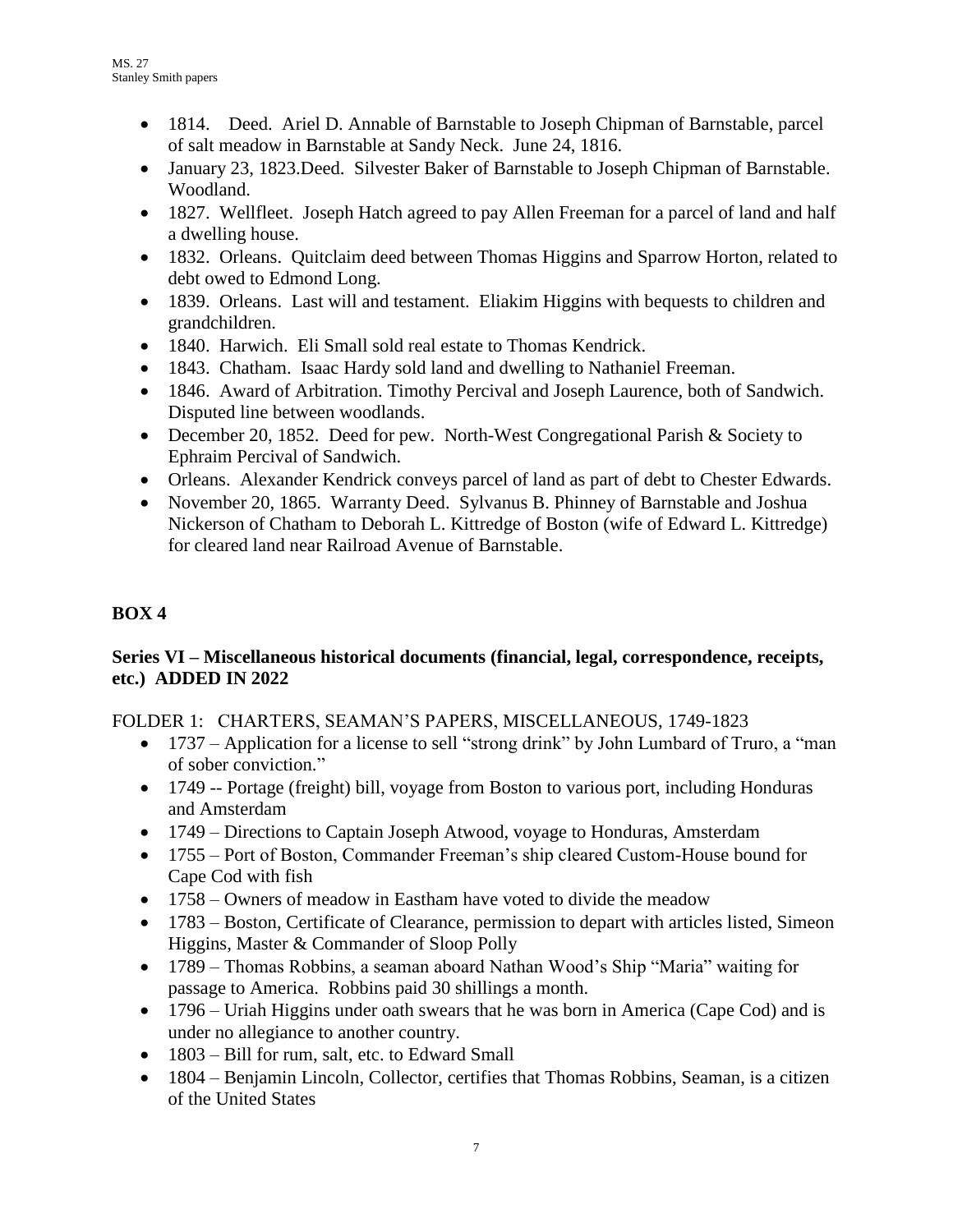- 1814. Deed. Ariel D. Annable of Barnstable to Joseph Chipman of Barnstable, parcel of salt meadow in Barnstable at Sandy Neck. June 24, 1816.
- January 23, 1823.Deed. Silvester Baker of Barnstable to Joseph Chipman of Barnstable. Woodland.
- 1827. Wellfleet. Joseph Hatch agreed to pay Allen Freeman for a parcel of land and half a dwelling house.
- 1832. Orleans. Quitclaim deed between Thomas Higgins and Sparrow Horton, related to debt owed to Edmond Long.
- 1839. Orleans. Last will and testament. Eliakim Higgins with bequests to children and grandchildren.
- 1840. Harwich. Eli Small sold real estate to Thomas Kendrick.
- 1843. Chatham. Isaac Hardy sold land and dwelling to Nathaniel Freeman.
- 1846. Award of Arbitration. Timothy Percival and Joseph Laurence, both of Sandwich. Disputed line between woodlands.
- December 20, 1852. Deed for pew. North-West Congregational Parish & Society to Ephraim Percival of Sandwich.
- Orleans. Alexander Kendrick conveys parcel of land as part of debt to Chester Edwards.
- November 20, 1865. Warranty Deed. Sylvanus B. Phinney of Barnstable and Joshua Nickerson of Chatham to Deborah L. Kittredge of Boston (wife of Edward L. Kittredge) for cleared land near Railroad Avenue of Barnstable.

## BOX 4

### Series VI – Miscellaneous historical documents (financial, legal, correspondence, receipts, etc.) ADDED IN 2022

FOLDER 1: CHARTERS, SEAMAN'S PAPERS, MISCELLANEOUS, 1749-1823

- 1737 – Application for a license to sell "strong drink" by John Lumbard of Truro, a "man of sober conviction."
- 1749 -- Portage (freight) bill, voyage from Boston to various port, including Honduras and Amsterdam
- 1749 – Directions to Captain Joseph Atwood, voyage to Honduras, Amsterdam
- 1755 – Port of Boston, Commander Freeman's ship cleared Custom-House bound for Cape Cod with fish
- 1758 – Owners of meadow in Eastham have voted to divide the meadow
- 1783 – Boston, Certificate of Clearance, permission to depart with articles listed, Simeon Higgins, Master & Commander of Sloop Polly
- 1789 – Thomas Robbins, a seaman aboard Nathan Wood's Ship "Maria" waiting for passage to America. Robbins paid 30 shillings a month.
- 1796 – Uriah Higgins under oath swears that he was born in America (Cape Cod) and is under no allegiance to another country.
- 1803 – Bill for rum, salt, etc. to Edward Small
- 1804 – Benjamin Lincoln, Collector, certifies that Thomas Robbins, Seaman, is a citizen of the United States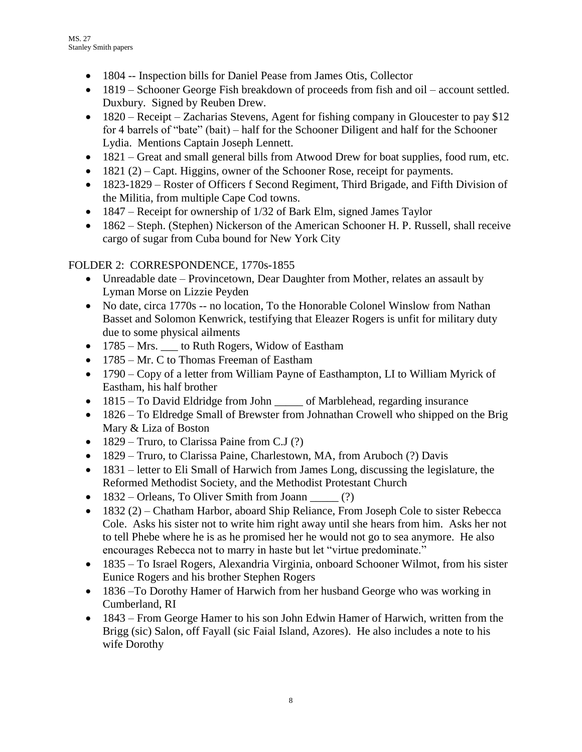- 1804 -- Inspection bills for Daniel Pease from James Otis, Collector
- 1819 – Schooner George Fish breakdown of proceeds from fish and oil – account settled. Duxbury. Signed by Reuben Drew.
- 1820 – Receipt – Zacharias Stevens, Agent for fishing company in Gloucester to pay $12 for 4 barrels of "bate" (bait) – half for the Schooner Diligent and half for the Schooner Lydia. Mentions Captain Joseph Lennett.
- 1821 – Great and small general bills from Atwood Drew for boat supplies, food rum, etc.
- 1821 (2) – Capt. Higgins, owner of the Schooner Rose, receipt for payments.
- 1823-1829 – Roster of Officers f Second Regiment, Third Brigade, and Fifth Division of the Militia, from multiple Cape Cod towns.
- 1847 – Receipt for ownership of 1/32 of Bark Elm, signed James Taylor
- 1862 – Steph. (Stephen) Nickerson of the American Schooner H. P. Russell, shall receive cargo of sugar from Cuba bound for New York City

FOLDER 2: CORRESPONDENCE, 1770s-1855

- Unreadable date – Provincetown, Dear Daughter from Mother, relates an assault by Lyman Morse on Lizzie Peyden
- No date, circa 1770s -- no location, To the Honorable Colonel Winslow from Nathan Basset and Solomon Kenwrick, testifying that Eleazer Rogers is unfit for military duty due to some physical ailments
- 1785 – Mrs. ___ to Ruth Rogers, Widow of Eastham
- 1785 – Mr. C to Thomas Freeman of Eastham
- 1790 – Copy of a letter from William Payne of Easthampton, LI to William Myrick of Eastham, his half brother
- 1815 – To David Eldridge from John _____ of Marblehead, regarding insurance
- 1826 – To Eldredge Small of Brewster from Johnathan Crowell who shipped on the Brig Mary & Liza of Boston
- 1829 – Truro, to Clarissa Paine from C.J (?)
- 1829 – Truro, to Clarissa Paine, Charlestown, MA, from Aruboch (?) Davis
- 1831 – letter to Eli Small of Harwich from James Long, discussing the legislature, the Reformed Methodist Society, and the Methodist Protestant Church
- 1832 – Orleans, To Oliver Smith from Joann _____ (?)
- 1832 (2) – Chatham Harbor, aboard Ship Reliance, From Joseph Cole to sister Rebecca Cole. Asks his sister not to write him right away until she hears from him. Asks her not to tell Phebe where he is as he promised her he would not go to sea anymore. He also encourages Rebecca not to marry in haste but let "virtue predominate."
- 1835 – To Israel Rogers, Alexandria Virginia, onboard Schooner Wilmot, from his sister Eunice Rogers and his brother Stephen Rogers
- 1836 –To Dorothy Hamer of Harwich from her husband George who was working in Cumberland, RI
- 1843 – From George Hamer to his son John Edwin Hamer of Harwich, written from the Brigg (sic) Salon, off Fayall (sic Faial Island, Azores). He also includes a note to his wife Dorothy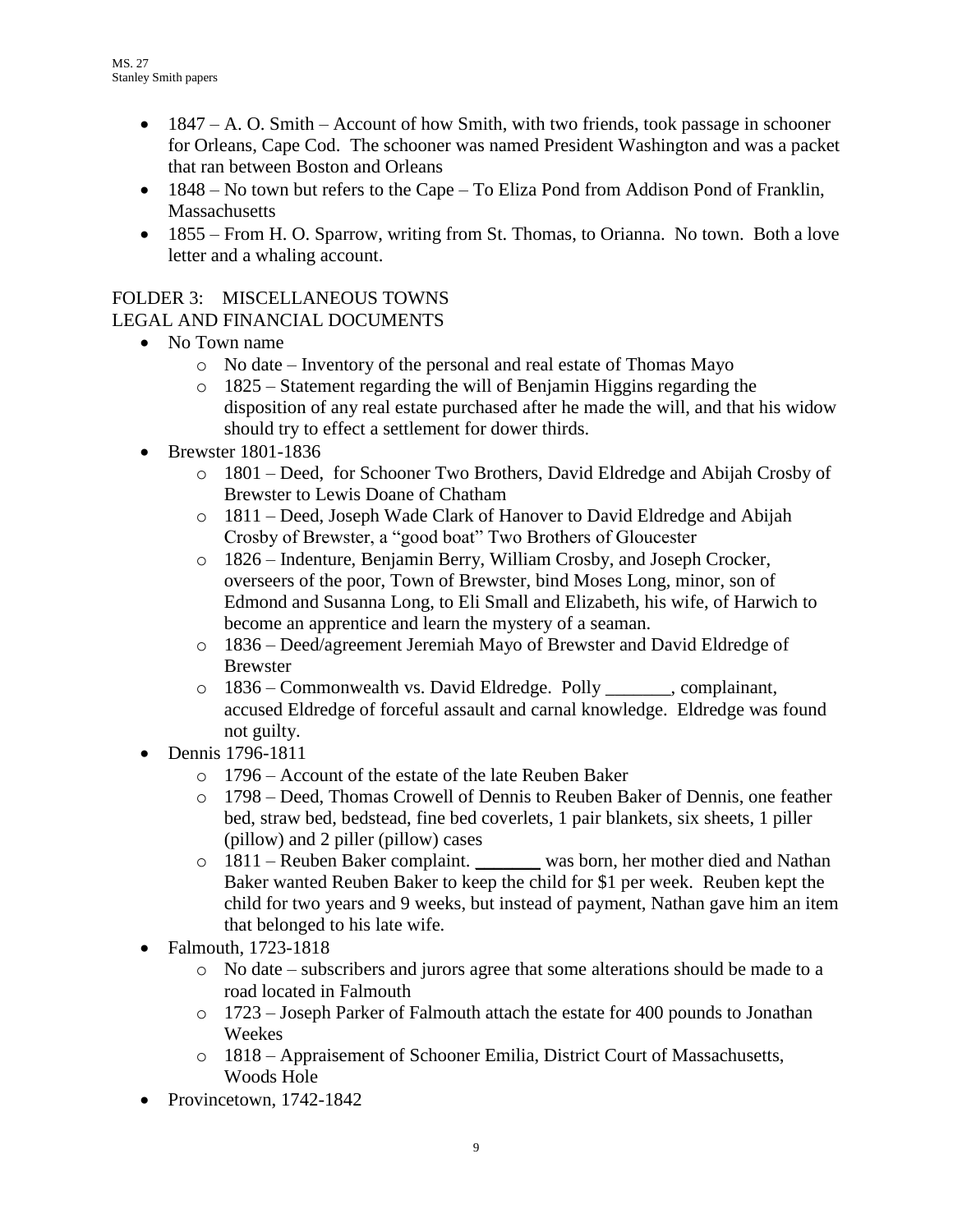- 1847 – A. O. Smith – Account of how Smith, with two friends, took passage in schooner for Orleans, Cape Cod. The schooner was named President Washington and was a packet that ran between Boston and Orleans
- 1848 – No town but refers to the Cape – To Eliza Pond from Addison Pond of Franklin, Massachusetts
- 1855 – From H. O. Sparrow, writing from St. Thomas, to Orianna. No town. Both a love letter and a whaling account.

FOLDER 3: MISCELLANEOUS TOWNS
LEGAL AND FINANCIAL DOCUMENTS

- No Town name
  - No date – Inventory of the personal and real estate of Thomas Mayo
  - 1825 – Statement regarding the will of Benjamin Higgins regarding the disposition of any real estate purchased after he made the will, and that his widow should try to effect a settlement for dower thirds.
- Brewster 1801-1836
  - 1801 – Deed, for Schooner Two Brothers, David Eldredge and Abijah Crosby of Brewster to Lewis Doane of Chatham
  - 1811 – Deed, Joseph Wade Clark of Hanover to David Eldredge and Abijah Crosby of Brewster, a "good boat" Two Brothers of Gloucester
  - 1826 – Indenture, Benjamin Berry, William Crosby, and Joseph Crocker, overseers of the poor, Town of Brewster, bind Moses Long, minor, son of Edmond and Susanna Long, to Eli Small and Elizabeth, his wife, of Harwich to become an apprentice and learn the mystery of a seaman.
  - 1836 – Deed/agreement Jeremiah Mayo of Brewster and David Eldredge of Brewster
  - 1836 – Commonwealth vs. David Eldredge. Polly _______, complainant, accused Eldredge of forceful assault and carnal knowledge. Eldredge was found not guilty.
- Dennis 1796-1811
  - 1796 – Account of the estate of the late Reuben Baker
  - 1798 – Deed, Thomas Crowell of Dennis to Reuben Baker of Dennis, one feather bed, straw bed, bedstead, fine bed coverlets, 1 pair blankets, six sheets, 1 piller (pillow) and 2 piller (pillow) cases
  - 1811 – Reuben Baker complaint. _______ was born, her mother died and Nathan Baker wanted Reuben Baker to keep the child for $1 per week. Reuben kept the child for two years and 9 weeks, but instead of payment, Nathan gave him an item that belonged to his late wife.
- Falmouth, 1723-1818
  - No date – subscribers and jurors agree that some alterations should be made to a road located in Falmouth
  - 1723 – Joseph Parker of Falmouth attach the estate for 400 pounds to Jonathan Weekes
  - 1818 – Appraisement of Schooner Emilia, District Court of Massachusetts, Woods Hole
- Provincetown, 1742-1842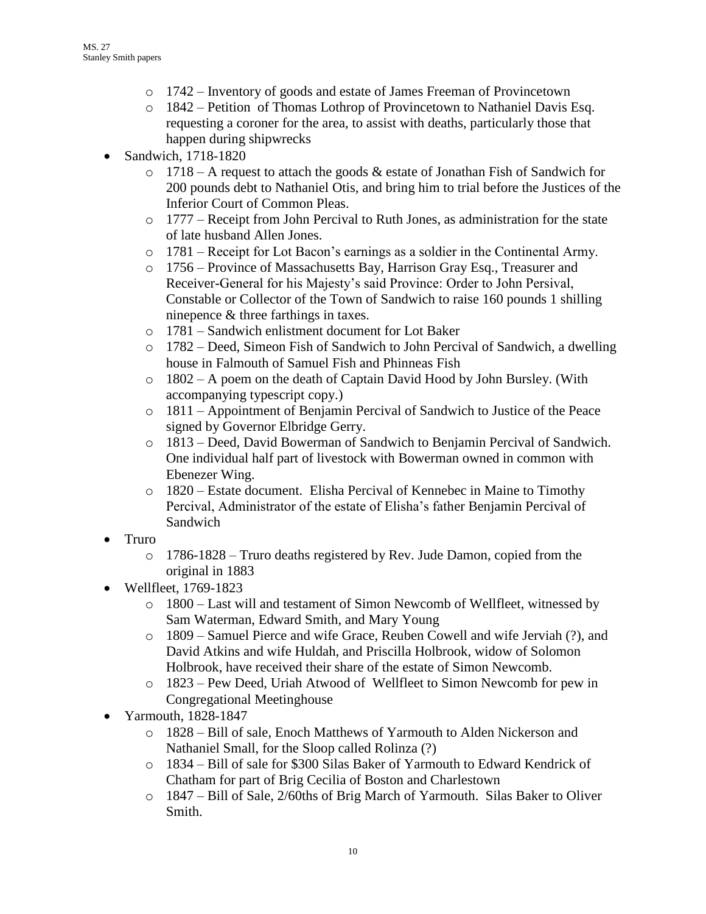- 1742 – Inventory of goods and estate of James Freeman of Provincetown
- 1842 – Petition of Thomas Lothrop of Provincetown to Nathaniel Davis Esq. requesting a coroner for the area, to assist with deaths, particularly those that happen during shipwrecks

- Sandwich, 1718-1820
  - 1718 – A request to attach the goods & estate of Jonathan Fish of Sandwich for 200 pounds debt to Nathaniel Otis, and bring him to trial before the Justices of the Inferior Court of Common Pleas.
  - 1777 – Receipt from John Percival to Ruth Jones, as administration for the state of late husband Allen Jones.
  - 1781 – Receipt for Lot Bacon's earnings as a soldier in the Continental Army.
  - 1756 – Province of Massachusetts Bay, Harrison Gray Esq., Treasurer and Receiver-General for his Majesty's said Province: Order to John Persival, Constable or Collector of the Town of Sandwich to raise 160 pounds 1 shilling ninepence & three farthings in taxes.
  - 1781 – Sandwich enlistment document for Lot Baker
  - 1782 – Deed, Simeon Fish of Sandwich to John Percival of Sandwich, a dwelling house in Falmouth of Samuel Fish and Phinneas Fish
  - 1802 – A poem on the death of Captain David Hood by John Bursley. (With accompanying typescript copy.)
  - 1811 – Appointment of Benjamin Percival of Sandwich to Justice of the Peace signed by Governor Elbridge Gerry.
  - 1813 – Deed, David Bowerman of Sandwich to Benjamin Percival of Sandwich. One individual half part of livestock with Bowerman owned in common with Ebenezer Wing.
  - 1820 – Estate document. Elisha Percival of Kennebec in Maine to Timothy Percival, Administrator of the estate of Elisha's father Benjamin Percival of Sandwich
- Truro
  - 1786-1828 – Truro deaths registered by Rev. Jude Damon, copied from the original in 1883
- Wellfleet, 1769-1823
  - 1800 – Last will and testament of Simon Newcomb of Wellfleet, witnessed by Sam Waterman, Edward Smith, and Mary Young
  - 1809 – Samuel Pierce and wife Grace, Reuben Cowell and wife Jerviah (?), and David Atkins and wife Huldah, and Priscilla Holbrook, widow of Solomon Holbrook, have received their share of the estate of Simon Newcomb.
  - 1823 – Pew Deed, Uriah Atwood of Wellfleet to Simon Newcomb for pew in Congregational Meetinghouse
- Yarmouth, 1828-1847
  - 1828 – Bill of sale, Enoch Matthews of Yarmouth to Alden Nickerson and Nathaniel Small, for the Sloop called Rolinza (?)
  - 1834 – Bill of sale for $300 Silas Baker of Yarmouth to Edward Kendrick of Chatham for part of Brig Cecilia of Boston and Charlestown
  - 1847 – Bill of Sale, 2/60ths of Brig March of Yarmouth. Silas Baker to Oliver Smith.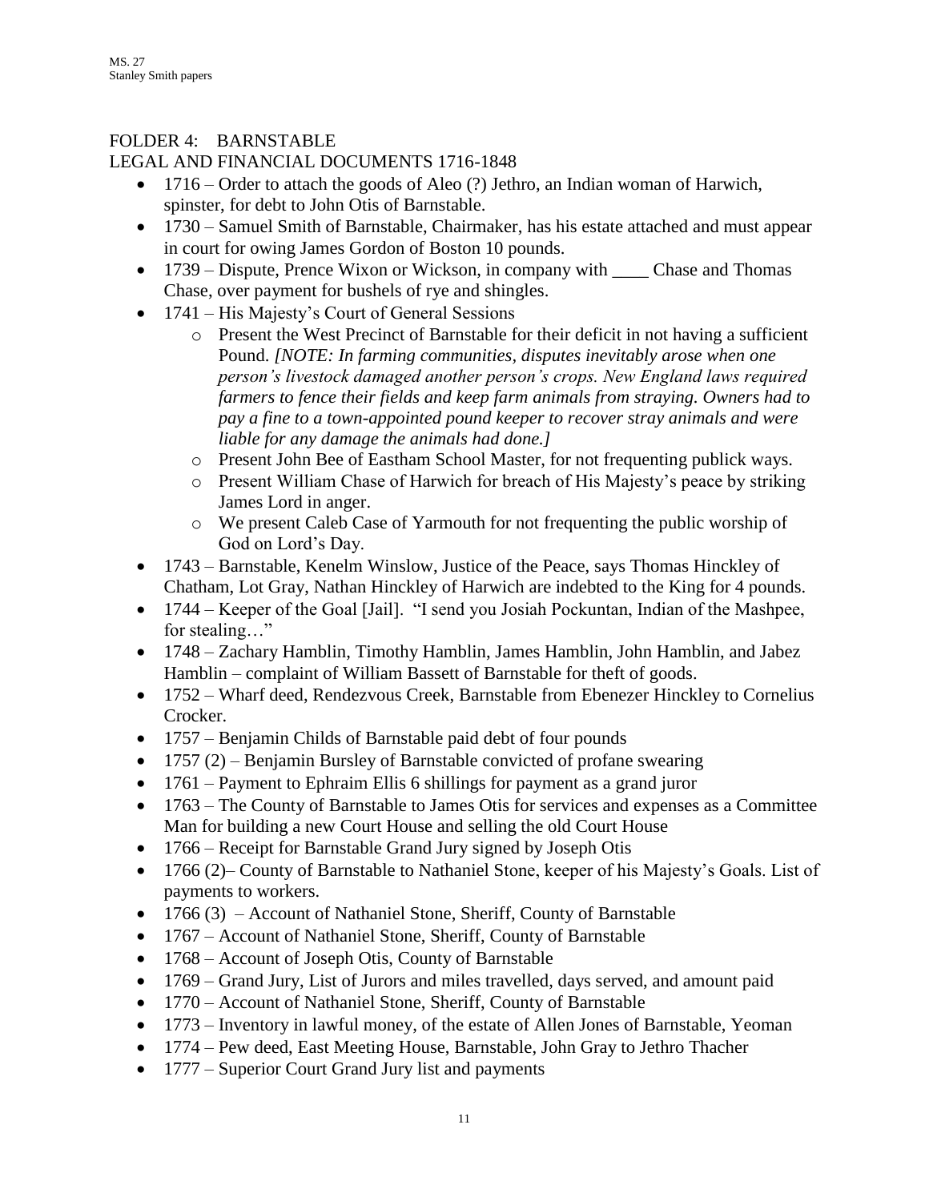FOLDER 4: BARNSTABLE

LEGAL AND FINANCIAL DOCUMENTS 1716-1848

- 1716 – Order to attach the goods of Aleo (?) Jethro, an Indian woman of Harwich, spinster, for debt to John Otis of Barnstable.
- 1730 – Samuel Smith of Barnstable, Chairmaker, has his estate attached and must appear in court for owing James Gordon of Boston 10 pounds.
- 1739 – Dispute, Prence Wixon or Wickson, in company with ____ Chase and Thomas Chase, over payment for bushels of rye and shingles.
- 1741 – His Majesty's Court of General Sessions
  - Present the West Precinct of Barnstable for their deficit in not having a sufficient Pound. *[NOTE: In farming communities, disputes inevitably arose when one person's livestock damaged another person's crops. New England laws required farmers to fence their fields and keep farm animals from straying. Owners had to pay a fine to a town-appointed pound keeper to recover stray animals and were liable for any damage the animals had done.]*
  - Present John Bee of Eastham School Master, for not frequenting publick ways.
  - Present William Chase of Harwich for breach of His Majesty's peace by striking James Lord in anger.
  - We present Caleb Case of Yarmouth for not frequenting the public worship of God on Lord's Day.
- 1743 – Barnstable, Kenelm Winslow, Justice of the Peace, says Thomas Hinckley of Chatham, Lot Gray, Nathan Hinckley of Harwich are indebted to the King for 4 pounds.
- 1744 – Keeper of the Goal [Jail]. "I send you Josiah Pockuntan, Indian of the Mashpee, for stealing…"
- 1748 – Zachary Hamblin, Timothy Hamblin, James Hamblin, John Hamblin, and Jabez Hamblin – complaint of William Bassett of Barnstable for theft of goods.
- 1752 – Wharf deed, Rendezvous Creek, Barnstable from Ebenezer Hinckley to Cornelius Crocker.
- 1757 – Benjamin Childs of Barnstable paid debt of four pounds
- 1757 (2) – Benjamin Bursley of Barnstable convicted of profane swearing
- 1761 – Payment to Ephraim Ellis 6 shillings for payment as a grand juror
- 1763 – The County of Barnstable to James Otis for services and expenses as a Committee Man for building a new Court House and selling the old Court House
- 1766 – Receipt for Barnstable Grand Jury signed by Joseph Otis
- 1766 (2)– County of Barnstable to Nathaniel Stone, keeper of his Majesty's Goals. List of payments to workers.
- 1766 (3) – Account of Nathaniel Stone, Sheriff, County of Barnstable
- 1767 – Account of Nathaniel Stone, Sheriff, County of Barnstable
- 1768 – Account of Joseph Otis, County of Barnstable
- 1769 – Grand Jury, List of Jurors and miles travelled, days served, and amount paid
- 1770 – Account of Nathaniel Stone, Sheriff, County of Barnstable
- 1773 – Inventory in lawful money, of the estate of Allen Jones of Barnstable, Yeoman
- 1774 – Pew deed, East Meeting House, Barnstable, John Gray to Jethro Thacher
- 1777 – Superior Court Grand Jury list and payments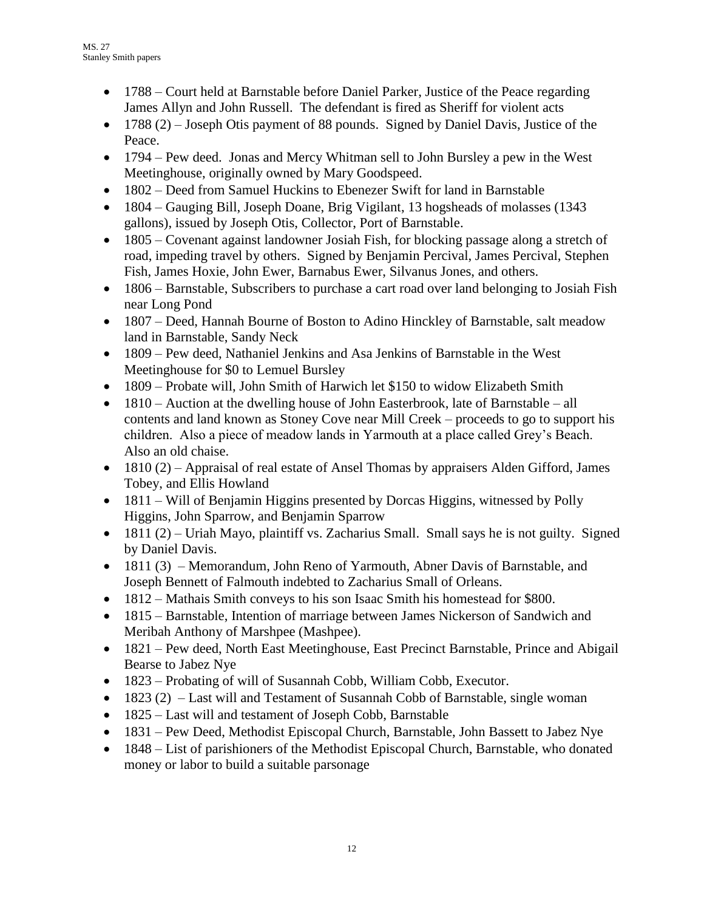- 1788 – Court held at Barnstable before Daniel Parker, Justice of the Peace regarding James Allyn and John Russell. The defendant is fired as Sheriff for violent acts
- 1788 (2) – Joseph Otis payment of 88 pounds. Signed by Daniel Davis, Justice of the Peace.
- 1794 – Pew deed. Jonas and Mercy Whitman sell to John Bursley a pew in the West Meetinghouse, originally owned by Mary Goodspeed.
- 1802 – Deed from Samuel Huckins to Ebenezer Swift for land in Barnstable
- 1804 – Gauging Bill, Joseph Doane, Brig Vigilant, 13 hogsheads of molasses (1343 gallons), issued by Joseph Otis, Collector, Port of Barnstable.
- 1805 – Covenant against landowner Josiah Fish, for blocking passage along a stretch of road, impeding travel by others. Signed by Benjamin Percival, James Percival, Stephen Fish, James Hoxie, John Ewer, Barnabus Ewer, Silvanus Jones, and others.
- 1806 – Barnstable, Subscribers to purchase a cart road over land belonging to Josiah Fish near Long Pond
- 1807 – Deed, Hannah Bourne of Boston to Adino Hinckley of Barnstable, salt meadow land in Barnstable, Sandy Neck
- 1809 – Pew deed, Nathaniel Jenkins and Asa Jenkins of Barnstable in the West Meetinghouse for $0 to Lemuel Bursley
- 1809 – Probate will, John Smith of Harwich let $150 to widow Elizabeth Smith
- 1810 – Auction at the dwelling house of John Easterbrook, late of Barnstable – all contents and land known as Stoney Cove near Mill Creek – proceeds to go to support his children. Also a piece of meadow lands in Yarmouth at a place called Grey's Beach. Also an old chaise.
- 1810 (2) – Appraisal of real estate of Ansel Thomas by appraisers Alden Gifford, James Tobey, and Ellis Howland
- 1811 – Will of Benjamin Higgins presented by Dorcas Higgins, witnessed by Polly Higgins, John Sparrow, and Benjamin Sparrow
- 1811 (2) – Uriah Mayo, plaintiff vs. Zacharius Small. Small says he is not guilty. Signed by Daniel Davis.
- 1811 (3) – Memorandum, John Reno of Yarmouth, Abner Davis of Barnstable, and Joseph Bennett of Falmouth indebted to Zacharius Small of Orleans.
- 1812 – Mathais Smith conveys to his son Isaac Smith his homestead for $800.
- 1815 – Barnstable, Intention of marriage between James Nickerson of Sandwich and Meribah Anthony of Marshpee (Mashpee).
- 1821 – Pew deed, North East Meetinghouse, East Precinct Barnstable, Prince and Abigail Bearse to Jabez Nye
- 1823 – Probating of will of Susannah Cobb, William Cobb, Executor.
- 1823 (2) – Last will and Testament of Susannah Cobb of Barnstable, single woman
- 1825 – Last will and testament of Joseph Cobb, Barnstable
- 1831 – Pew Deed, Methodist Episcopal Church, Barnstable, John Bassett to Jabez Nye
- 1848 – List of parishioners of the Methodist Episcopal Church, Barnstable, who donated money or labor to build a suitable parsonage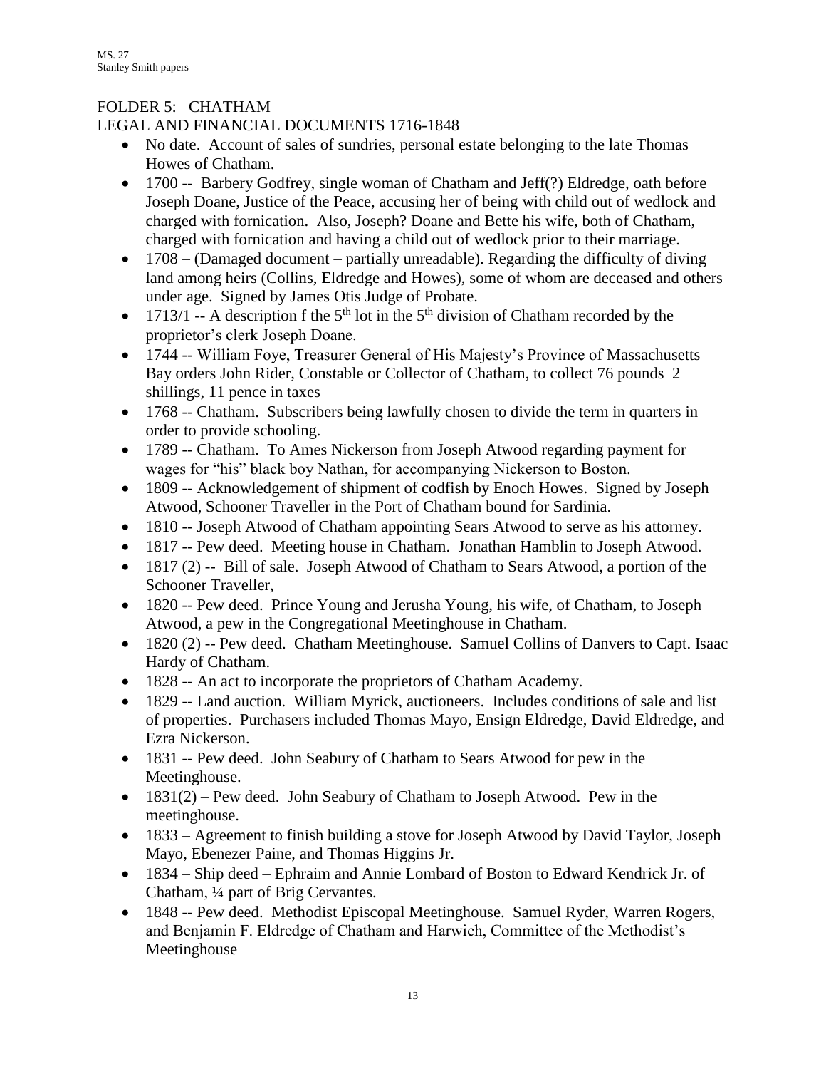## FOLDER 5: CHATHAM

LEGAL AND FINANCIAL DOCUMENTS 1716-1848

- No date. Account of sales of sundries, personal estate belonging to the late Thomas Howes of Chatham.
- 1700 -- Barbery Godfrey, single woman of Chatham and Jeff(?) Eldredge, oath before Joseph Doane, Justice of the Peace, accusing her of being with child out of wedlock and charged with fornication. Also, Joseph? Doane and Bette his wife, both of Chatham, charged with fornication and having a child out of wedlock prior to their marriage.
- 1708 – (Damaged document – partially unreadable). Regarding the difficulty of diving land among heirs (Collins, Eldredge and Howes), some of whom are deceased and others under age. Signed by James Otis Judge of Probate.
- 1713/1 -- A description f the 5th lot in the 5th division of Chatham recorded by the proprietor's clerk Joseph Doane.
- 1744 -- William Foye, Treasurer General of His Majesty's Province of Massachusetts Bay orders John Rider, Constable or Collector of Chatham, to collect 76 pounds 2 shillings, 11 pence in taxes
- 1768 -- Chatham. Subscribers being lawfully chosen to divide the term in quarters in order to provide schooling.
- 1789 -- Chatham. To Ames Nickerson from Joseph Atwood regarding payment for wages for "his" black boy Nathan, for accompanying Nickerson to Boston.
- 1809 -- Acknowledgement of shipment of codfish by Enoch Howes. Signed by Joseph Atwood, Schooner Traveller in the Port of Chatham bound for Sardinia.
- 1810 -- Joseph Atwood of Chatham appointing Sears Atwood to serve as his attorney.
- 1817 -- Pew deed. Meeting house in Chatham. Jonathan Hamblin to Joseph Atwood.
- 1817 (2) -- Bill of sale. Joseph Atwood of Chatham to Sears Atwood, a portion of the Schooner Traveller,
- 1820 -- Pew deed. Prince Young and Jerusha Young, his wife, of Chatham, to Joseph Atwood, a pew in the Congregational Meetinghouse in Chatham.
- 1820 (2) -- Pew deed. Chatham Meetinghouse. Samuel Collins of Danvers to Capt. Isaac Hardy of Chatham.
- 1828 -- An act to incorporate the proprietors of Chatham Academy.
- 1829 -- Land auction. William Myrick, auctioneers. Includes conditions of sale and list of properties. Purchasers included Thomas Mayo, Ensign Eldredge, David Eldredge, and Ezra Nickerson.
- 1831 -- Pew deed. John Seabury of Chatham to Sears Atwood for pew in the Meetinghouse.
- 1831(2) – Pew deed. John Seabury of Chatham to Joseph Atwood. Pew in the meetinghouse.
- 1833 – Agreement to finish building a stove for Joseph Atwood by David Taylor, Joseph Mayo, Ebenezer Paine, and Thomas Higgins Jr.
- 1834 – Ship deed – Ephraim and Annie Lombard of Boston to Edward Kendrick Jr. of Chatham, ¼ part of Brig Cervantes.
- 1848 -- Pew deed. Methodist Episcopal Meetinghouse. Samuel Ryder, Warren Rogers, and Benjamin F. Eldredge of Chatham and Harwich, Committee of the Methodist's Meetinghouse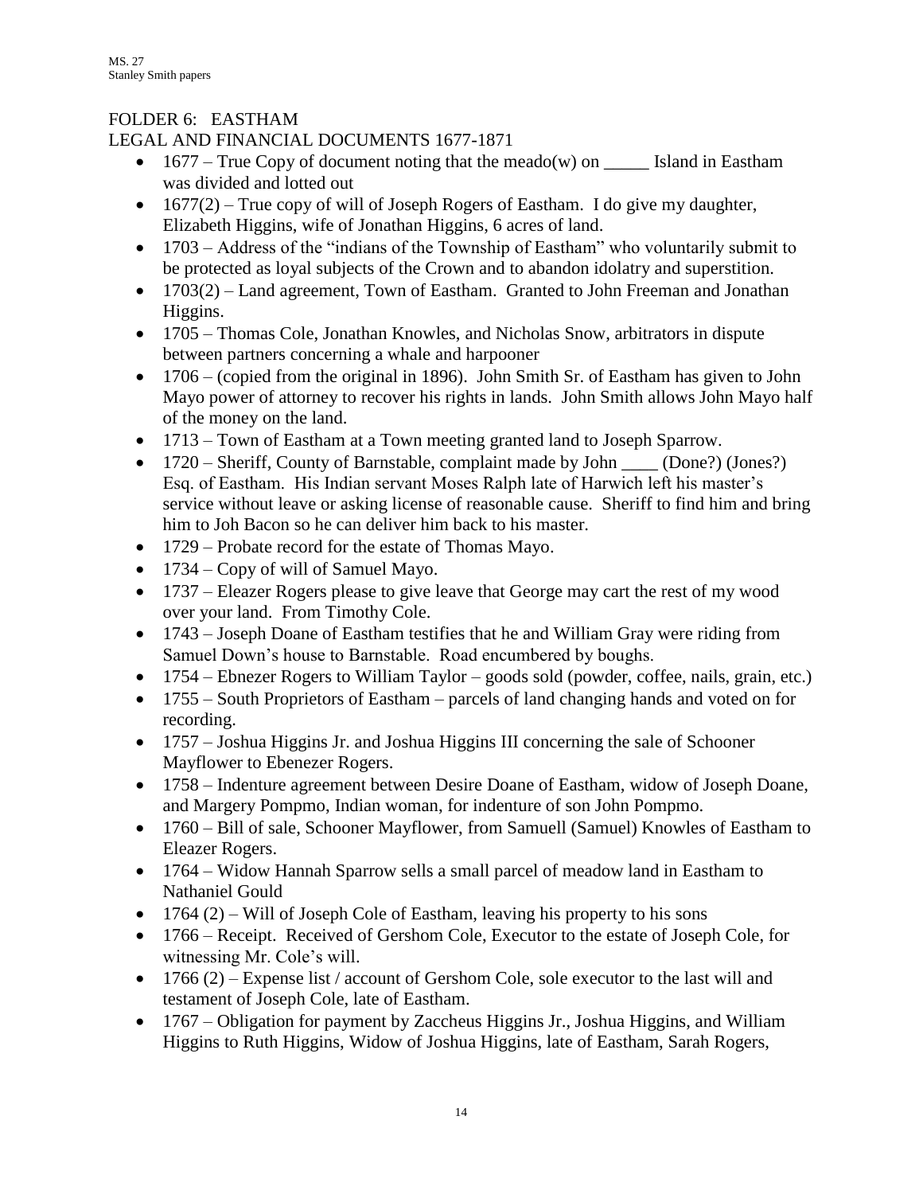## FOLDER 6: EASTHAM

### LEGAL AND FINANCIAL DOCUMENTS 1677-1871

- 1677 – True Copy of document noting that the meado(w) on _____ Island in Eastham was divided and lotted out
- 1677(2) – True copy of will of Joseph Rogers of Eastham. I do give my daughter, Elizabeth Higgins, wife of Jonathan Higgins, 6 acres of land.
- 1703 – Address of the "indians of the Township of Eastham" who voluntarily submit to be protected as loyal subjects of the Crown and to abandon idolatry and superstition.
- 1703(2) – Land agreement, Town of Eastham. Granted to John Freeman and Jonathan Higgins.
- 1705 – Thomas Cole, Jonathan Knowles, and Nicholas Snow, arbitrators in dispute between partners concerning a whale and harpooner
- 1706 – (copied from the original in 1896). John Smith Sr. of Eastham has given to John Mayo power of attorney to recover his rights in lands. John Smith allows John Mayo half of the money on the land.
- 1713 – Town of Eastham at a Town meeting granted land to Joseph Sparrow.
- 1720 – Sheriff, County of Barnstable, complaint made by John ____ (Done?) (Jones?) Esq. of Eastham. His Indian servant Moses Ralph late of Harwich left his master's service without leave or asking license of reasonable cause. Sheriff to find him and bring him to Joh Bacon so he can deliver him back to his master.
- 1729 – Probate record for the estate of Thomas Mayo.
- 1734 – Copy of will of Samuel Mayo.
- 1737 – Eleazer Rogers please to give leave that George may cart the rest of my wood over your land. From Timothy Cole.
- 1743 – Joseph Doane of Eastham testifies that he and William Gray were riding from Samuel Down's house to Barnstable. Road encumbered by boughs.
- 1754 – Ebnezer Rogers to William Taylor – goods sold (powder, coffee, nails, grain, etc.)
- 1755 – South Proprietors of Eastham – parcels of land changing hands and voted on for recording.
- 1757 – Joshua Higgins Jr. and Joshua Higgins III concerning the sale of Schooner Mayflower to Ebenezer Rogers.
- 1758 – Indenture agreement between Desire Doane of Eastham, widow of Joseph Doane, and Margery Pompmo, Indian woman, for indenture of son John Pompmo.
- 1760 – Bill of sale, Schooner Mayflower, from Samuell (Samuel) Knowles of Eastham to Eleazer Rogers.
- 1764 – Widow Hannah Sparrow sells a small parcel of meadow land in Eastham to Nathaniel Gould
- 1764 (2) – Will of Joseph Cole of Eastham, leaving his property to his sons
- 1766 – Receipt. Received of Gershom Cole, Executor to the estate of Joseph Cole, for witnessing Mr. Cole's will.
- 1766 (2) – Expense list / account of Gershom Cole, sole executor to the last will and testament of Joseph Cole, late of Eastham.
- 1767 – Obligation for payment by Zaccheus Higgins Jr., Joshua Higgins, and William Higgins to Ruth Higgins, Widow of Joshua Higgins, late of Eastham, Sarah Rogers,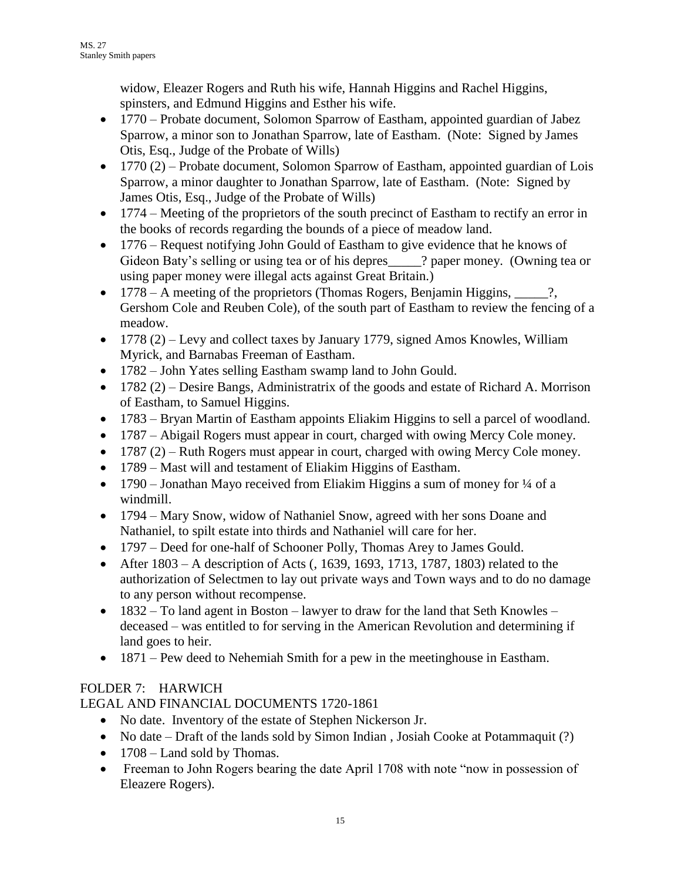widow, Eleazer Rogers and Ruth his wife, Hannah Higgins and Rachel Higgins, spinsters, and Edmund Higgins and Esther his wife.

- 1770 – Probate document, Solomon Sparrow of Eastham, appointed guardian of Jabez Sparrow, a minor son to Jonathan Sparrow, late of Eastham. (Note: Signed by James Otis, Esq., Judge of the Probate of Wills)
- 1770 (2) – Probate document, Solomon Sparrow of Eastham, appointed guardian of Lois Sparrow, a minor daughter to Jonathan Sparrow, late of Eastham. (Note: Signed by James Otis, Esq., Judge of the Probate of Wills)
- 1774 – Meeting of the proprietors of the south precinct of Eastham to rectify an error in the books of records regarding the bounds of a piece of meadow land.
- 1776 – Request notifying John Gould of Eastham to give evidence that he knows of Gideon Baty's selling or using tea or of his depres_____? paper money. (Owning tea or using paper money were illegal acts against Great Britain.)
- 1778 – A meeting of the proprietors (Thomas Rogers, Benjamin Higgins, _____?, Gershom Cole and Reuben Cole), of the south part of Eastham to review the fencing of a meadow.
- 1778 (2) – Levy and collect taxes by January 1779, signed Amos Knowles, William Myrick, and Barnabas Freeman of Eastham.
- 1782 – John Yates selling Eastham swamp land to John Gould.
- 1782 (2) – Desire Bangs, Administratrix of the goods and estate of Richard A. Morrison of Eastham, to Samuel Higgins.
- 1783 – Bryan Martin of Eastham appoints Eliakim Higgins to sell a parcel of woodland.
- 1787 – Abigail Rogers must appear in court, charged with owing Mercy Cole money.
- 1787 (2) – Ruth Rogers must appear in court, charged with owing Mercy Cole money.
- 1789 – Mast will and testament of Eliakim Higgins of Eastham.
- 1790 – Jonathan Mayo received from Eliakim Higgins a sum of money for ¼ of a windmill.
- 1794 – Mary Snow, widow of Nathaniel Snow, agreed with her sons Doane and Nathaniel, to spilt estate into thirds and Nathaniel will care for her.
- 1797 – Deed for one-half of Schooner Polly, Thomas Arey to James Gould.
- After 1803 – A description of Acts (, 1639, 1693, 1713, 1787, 1803) related to the authorization of Selectmen to lay out private ways and Town ways and to do no damage to any person without recompense.
- 1832 – To land agent in Boston – lawyer to draw for the land that Seth Knowles – deceased – was entitled to for serving in the American Revolution and determining if land goes to heir.
- 1871 – Pew deed to Nehemiah Smith for a pew in the meetinghouse in Eastham.

FOLDER 7: HARWICH

LEGAL AND FINANCIAL DOCUMENTS 1720-1861

- No date. Inventory of the estate of Stephen Nickerson Jr.
- No date – Draft of the lands sold by Simon Indian , Josiah Cooke at Potammaquit (?)
- 1708 – Land sold by Thomas.
- Freeman to John Rogers bearing the date April 1708 with note "now in possession of Eleazere Rogers).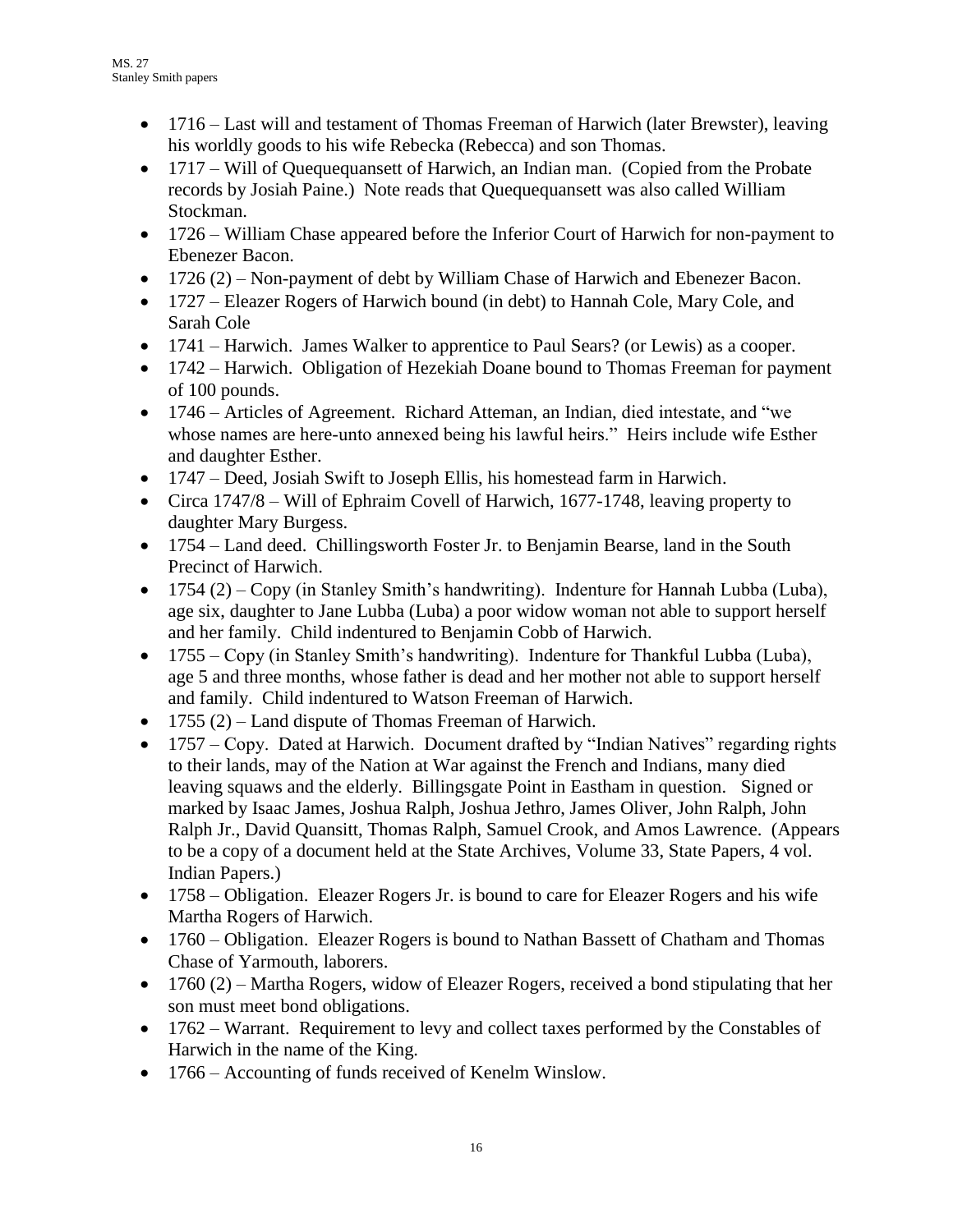- 1716 – Last will and testament of Thomas Freeman of Harwich (later Brewster), leaving his worldly goods to his wife Rebecka (Rebecca) and son Thomas.
- 1717 – Will of Quequequansett of Harwich, an Indian man. (Copied from the Probate records by Josiah Paine.) Note reads that Quequequansett was also called William Stockman.
- 1726 – William Chase appeared before the Inferior Court of Harwich for non-payment to Ebenezer Bacon.
- 1726 (2) – Non-payment of debt by William Chase of Harwich and Ebenezer Bacon.
- 1727 – Eleazer Rogers of Harwich bound (in debt) to Hannah Cole, Mary Cole, and Sarah Cole
- 1741 – Harwich. James Walker to apprentice to Paul Sears? (or Lewis) as a cooper.
- 1742 – Harwich. Obligation of Hezekiah Doane bound to Thomas Freeman for payment of 100 pounds.
- 1746 – Articles of Agreement. Richard Atteman, an Indian, died intestate, and "we whose names are here-unto annexed being his lawful heirs." Heirs include wife Esther and daughter Esther.
- 1747 – Deed, Josiah Swift to Joseph Ellis, his homestead farm in Harwich.
- Circa 1747/8 – Will of Ephraim Covell of Harwich, 1677-1748, leaving property to daughter Mary Burgess.
- 1754 – Land deed. Chillingsworth Foster Jr. to Benjamin Bearse, land in the South Precinct of Harwich.
- 1754 (2) – Copy (in Stanley Smith's handwriting). Indenture for Hannah Lubba (Luba), age six, daughter to Jane Lubba (Luba) a poor widow woman not able to support herself and her family. Child indentured to Benjamin Cobb of Harwich.
- 1755 – Copy (in Stanley Smith's handwriting). Indenture for Thankful Lubba (Luba), age 5 and three months, whose father is dead and her mother not able to support herself and family. Child indentured to Watson Freeman of Harwich.
- 1755 (2) – Land dispute of Thomas Freeman of Harwich.
- 1757 – Copy. Dated at Harwich. Document drafted by "Indian Natives" regarding rights to their lands, may of the Nation at War against the French and Indians, many died leaving squaws and the elderly. Billingsgate Point in Eastham in question. Signed or marked by Isaac James, Joshua Ralph, Joshua Jethro, James Oliver, John Ralph, John Ralph Jr., David Quansitt, Thomas Ralph, Samuel Crook, and Amos Lawrence. (Appears to be a copy of a document held at the State Archives, Volume 33, State Papers, 4 vol. Indian Papers.)
- 1758 – Obligation. Eleazer Rogers Jr. is bound to care for Eleazer Rogers and his wife Martha Rogers of Harwich.
- 1760 – Obligation. Eleazer Rogers is bound to Nathan Bassett of Chatham and Thomas Chase of Yarmouth, laborers.
- 1760 (2) – Martha Rogers, widow of Eleazer Rogers, received a bond stipulating that her son must meet bond obligations.
- 1762 – Warrant. Requirement to levy and collect taxes performed by the Constables of Harwich in the name of the King.
- 1766 – Accounting of funds received of Kenelm Winslow.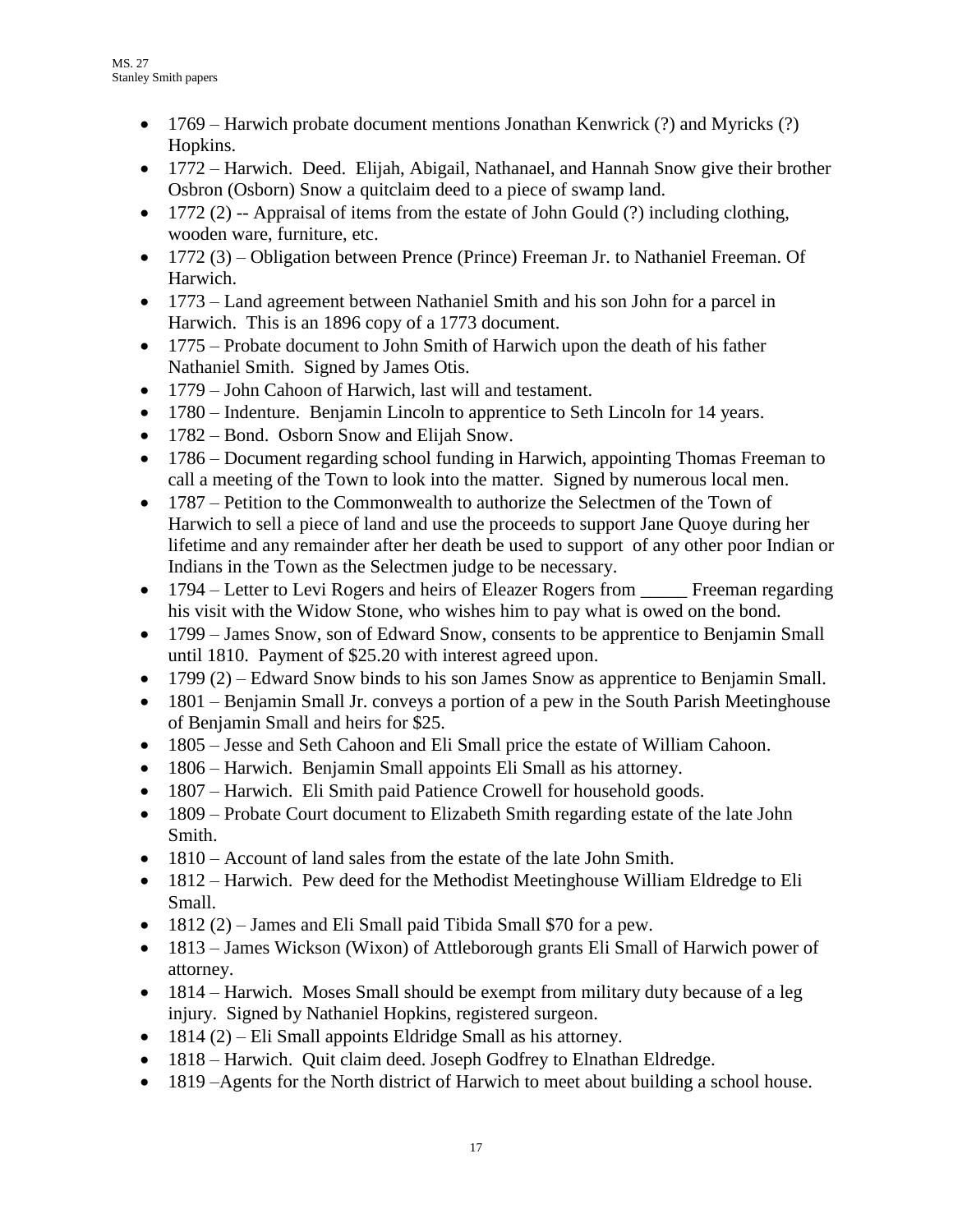- 1769 – Harwich probate document mentions Jonathan Kenwrick (?) and Myricks (?) Hopkins.
- 1772 – Harwich. Deed. Elijah, Abigail, Nathanael, and Hannah Snow give their brother Osbron (Osborn) Snow a quitclaim deed to a piece of swamp land.
- 1772 (2) -- Appraisal of items from the estate of John Gould (?) including clothing, wooden ware, furniture, etc.
- 1772 (3) – Obligation between Prence (Prince) Freeman Jr. to Nathaniel Freeman. Of Harwich.
- 1773 – Land agreement between Nathaniel Smith and his son John for a parcel in Harwich. This is an 1896 copy of a 1773 document.
- 1775 – Probate document to John Smith of Harwich upon the death of his father Nathaniel Smith. Signed by James Otis.
- 1779 – John Cahoon of Harwich, last will and testament.
- 1780 – Indenture. Benjamin Lincoln to apprentice to Seth Lincoln for 14 years.
- 1782 – Bond. Osborn Snow and Elijah Snow.
- 1786 – Document regarding school funding in Harwich, appointing Thomas Freeman to call a meeting of the Town to look into the matter. Signed by numerous local men.
- 1787 – Petition to the Commonwealth to authorize the Selectmen of the Town of Harwich to sell a piece of land and use the proceeds to support Jane Quoye during her lifetime and any remainder after her death be used to support of any other poor Indian or Indians in the Town as the Selectmen judge to be necessary.
- 1794 – Letter to Levi Rogers and heirs of Eleazer Rogers from _____ Freeman regarding his visit with the Widow Stone, who wishes him to pay what is owed on the bond.
- 1799 – James Snow, son of Edward Snow, consents to be apprentice to Benjamin Small until 1810. Payment of $25.20 with interest agreed upon.
- 1799 (2) – Edward Snow binds to his son James Snow as apprentice to Benjamin Small.
- 1801 – Benjamin Small Jr. conveys a portion of a pew in the South Parish Meetinghouse of Benjamin Small and heirs for $25.
- 1805 – Jesse and Seth Cahoon and Eli Small price the estate of William Cahoon.
- 1806 – Harwich. Benjamin Small appoints Eli Small as his attorney.
- 1807 – Harwich. Eli Smith paid Patience Crowell for household goods.
- 1809 – Probate Court document to Elizabeth Smith regarding estate of the late John Smith.
- 1810 – Account of land sales from the estate of the late John Smith.
- 1812 – Harwich. Pew deed for the Methodist Meetinghouse William Eldredge to Eli Small.
- 1812 (2) – James and Eli Small paid Tibida Small $70 for a pew.
- 1813 – James Wickson (Wixon) of Attleborough grants Eli Small of Harwich power of attorney.
- 1814 – Harwich. Moses Small should be exempt from military duty because of a leg injury. Signed by Nathaniel Hopkins, registered surgeon.
- 1814 (2) – Eli Small appoints Eldridge Small as his attorney.
- 1818 – Harwich. Quit claim deed. Joseph Godfrey to Elnathan Eldredge.
- 1819 –Agents for the North district of Harwich to meet about building a school house.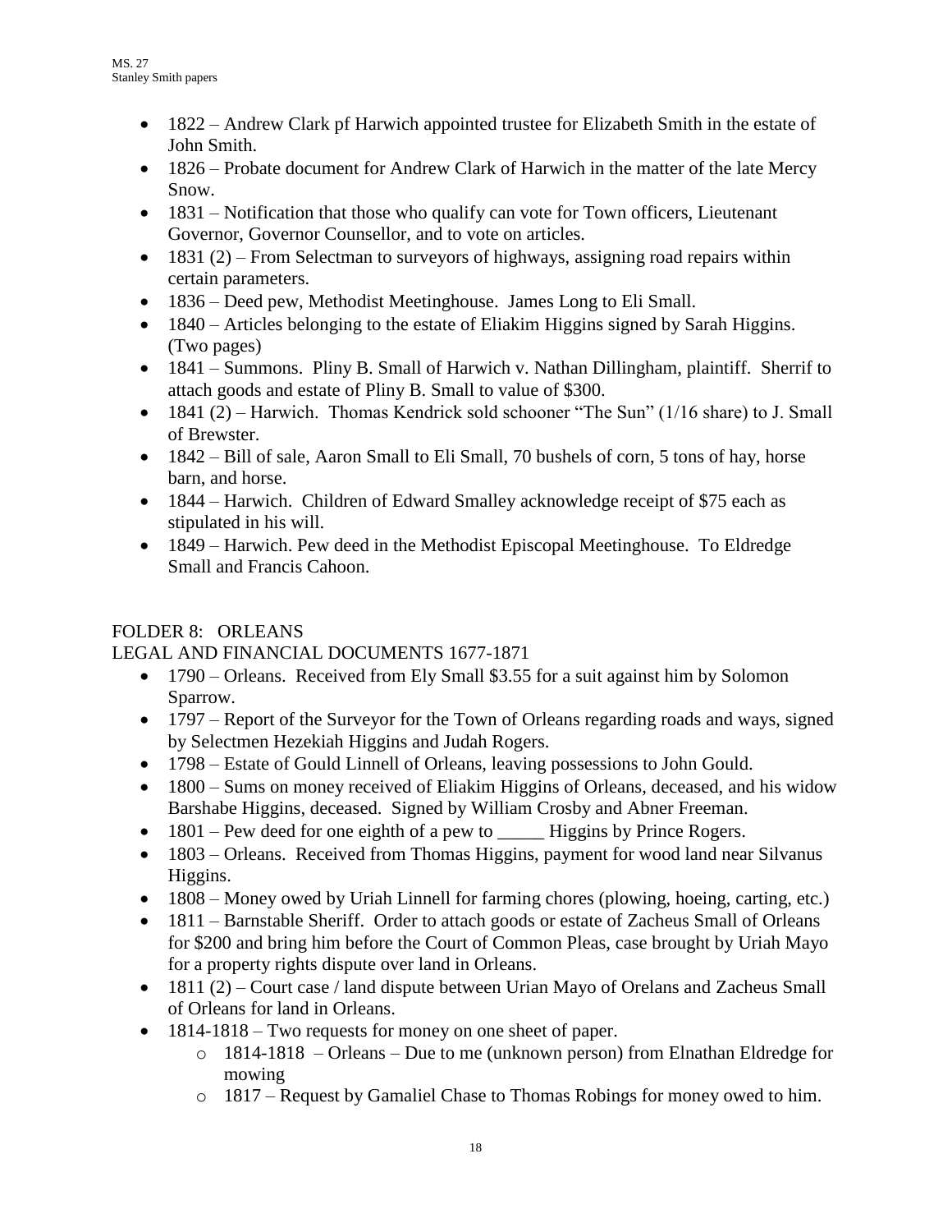- 1822 – Andrew Clark pf Harwich appointed trustee for Elizabeth Smith in the estate of John Smith.
- 1826 – Probate document for Andrew Clark of Harwich in the matter of the late Mercy Snow.
- 1831 – Notification that those who qualify can vote for Town officers, Lieutenant Governor, Governor Counsellor, and to vote on articles.
- 1831 (2) – From Selectman to surveyors of highways, assigning road repairs within certain parameters.
- 1836 – Deed pew, Methodist Meetinghouse. James Long to Eli Small.
- 1840 – Articles belonging to the estate of Eliakim Higgins signed by Sarah Higgins. (Two pages)
- 1841 – Summons. Pliny B. Small of Harwich v. Nathan Dillingham, plaintiff. Sherrif to attach goods and estate of Pliny B. Small to value of $300.
- 1841 (2) – Harwich. Thomas Kendrick sold schooner "The Sun" (1/16 share) to J. Small of Brewster.
- 1842 – Bill of sale, Aaron Small to Eli Small, 70 bushels of corn, 5 tons of hay, horse barn, and horse.
- 1844 – Harwich. Children of Edward Smalley acknowledge receipt of $75 each as stipulated in his will.
- 1849 – Harwich. Pew deed in the Methodist Episcopal Meetinghouse. To Eldredge Small and Francis Cahoon.

FOLDER 8: ORLEANS

LEGAL AND FINANCIAL DOCUMENTS 1677-1871

- 1790 – Orleans. Received from Ely Small $3.55 for a suit against him by Solomon Sparrow.
- 1797 – Report of the Surveyor for the Town of Orleans regarding roads and ways, signed by Selectmen Hezekiah Higgins and Judah Rogers.
- 1798 – Estate of Gould Linnell of Orleans, leaving possessions to John Gould.
- 1800 – Sums on money received of Eliakim Higgins of Orleans, deceased, and his widow Barshabe Higgins, deceased. Signed by William Crosby and Abner Freeman.
- 1801 – Pew deed for one eighth of a pew to _____ Higgins by Prince Rogers.
- 1803 – Orleans. Received from Thomas Higgins, payment for wood land near Silvanus Higgins.
- 1808 – Money owed by Uriah Linnell for farming chores (plowing, hoeing, carting, etc.)
- 1811 – Barnstable Sheriff. Order to attach goods or estate of Zacheus Small of Orleans for $200 and bring him before the Court of Common Pleas, case brought by Uriah Mayo for a property rights dispute over land in Orleans.
- 1811 (2) – Court case / land dispute between Urian Mayo of Orelans and Zacheus Small of Orleans for land in Orleans.
- 1814-1818 – Two requests for money on one sheet of paper.
    - 1814-1818 – Orleans – Due to me (unknown person) from Elnathan Eldredge for mowing
    - 1817 – Request by Gamaliel Chase to Thomas Robings for money owed to him.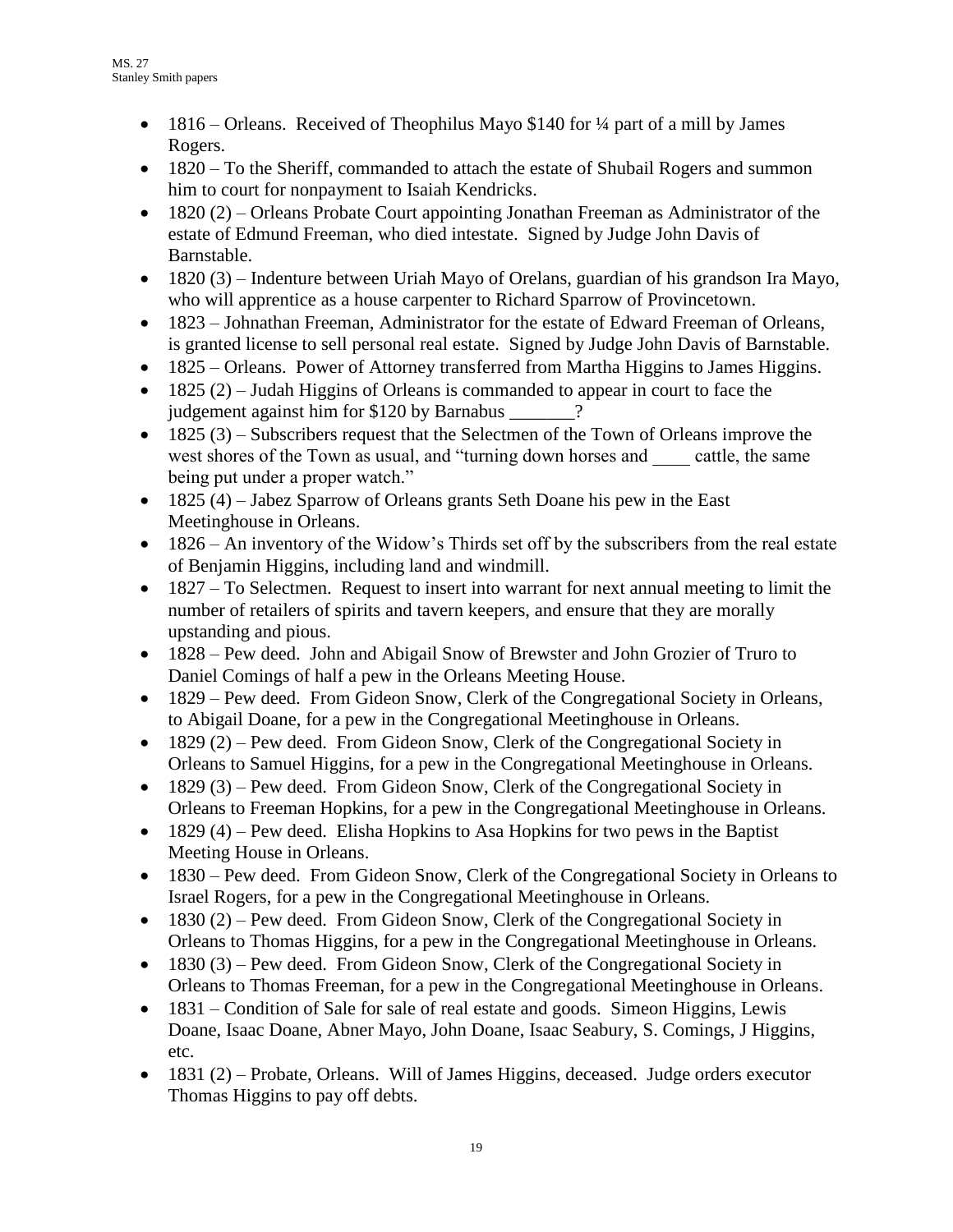- 1816 – Orleans. Received of Theophilus Mayo $140 for ¼ part of a mill by James Rogers.
- 1820 – To the Sheriff, commanded to attach the estate of Shubail Rogers and summon him to court for nonpayment to Isaiah Kendricks.
- 1820 (2) – Orleans Probate Court appointing Jonathan Freeman as Administrator of the estate of Edmund Freeman, who died intestate. Signed by Judge John Davis of Barnstable.
- 1820 (3) – Indenture between Uriah Mayo of Orelans, guardian of his grandson Ira Mayo, who will apprentice as a house carpenter to Richard Sparrow of Provincetown.
- 1823 – Johnathan Freeman, Administrator for the estate of Edward Freeman of Orleans, is granted license to sell personal real estate. Signed by Judge John Davis of Barnstable.
- 1825 – Orleans. Power of Attorney transferred from Martha Higgins to James Higgins.
- 1825 (2) – Judah Higgins of Orleans is commanded to appear in court to face the judgement against him for $120 by Barnabus _______?
- 1825 (3) – Subscribers request that the Selectmen of the Town of Orleans improve the west shores of the Town as usual, and "turning down horses and ____ cattle, the same being put under a proper watch."
- 1825 (4) – Jabez Sparrow of Orleans grants Seth Doane his pew in the East Meetinghouse in Orleans.
- 1826 – An inventory of the Widow's Thirds set off by the subscribers from the real estate of Benjamin Higgins, including land and windmill.
- 1827 – To Selectmen. Request to insert into warrant for next annual meeting to limit the number of retailers of spirits and tavern keepers, and ensure that they are morally upstanding and pious.
- 1828 – Pew deed. John and Abigail Snow of Brewster and John Grozier of Truro to Daniel Comings of half a pew in the Orleans Meeting House.
- 1829 – Pew deed. From Gideon Snow, Clerk of the Congregational Society in Orleans, to Abigail Doane, for a pew in the Congregational Meetinghouse in Orleans.
- 1829 (2) – Pew deed. From Gideon Snow, Clerk of the Congregational Society in Orleans to Samuel Higgins, for a pew in the Congregational Meetinghouse in Orleans.
- 1829 (3) – Pew deed. From Gideon Snow, Clerk of the Congregational Society in Orleans to Freeman Hopkins, for a pew in the Congregational Meetinghouse in Orleans.
- 1829 (4) – Pew deed. Elisha Hopkins to Asa Hopkins for two pews in the Baptist Meeting House in Orleans.
- 1830 – Pew deed. From Gideon Snow, Clerk of the Congregational Society in Orleans to Israel Rogers, for a pew in the Congregational Meetinghouse in Orleans.
- 1830 (2) – Pew deed. From Gideon Snow, Clerk of the Congregational Society in Orleans to Thomas Higgins, for a pew in the Congregational Meetinghouse in Orleans.
- 1830 (3) – Pew deed. From Gideon Snow, Clerk of the Congregational Society in Orleans to Thomas Freeman, for a pew in the Congregational Meetinghouse in Orleans.
- 1831 – Condition of Sale for sale of real estate and goods. Simeon Higgins, Lewis Doane, Isaac Doane, Abner Mayo, John Doane, Isaac Seabury, S. Comings, J Higgins, etc.
- 1831 (2) – Probate, Orleans. Will of James Higgins, deceased. Judge orders executor Thomas Higgins to pay off debts.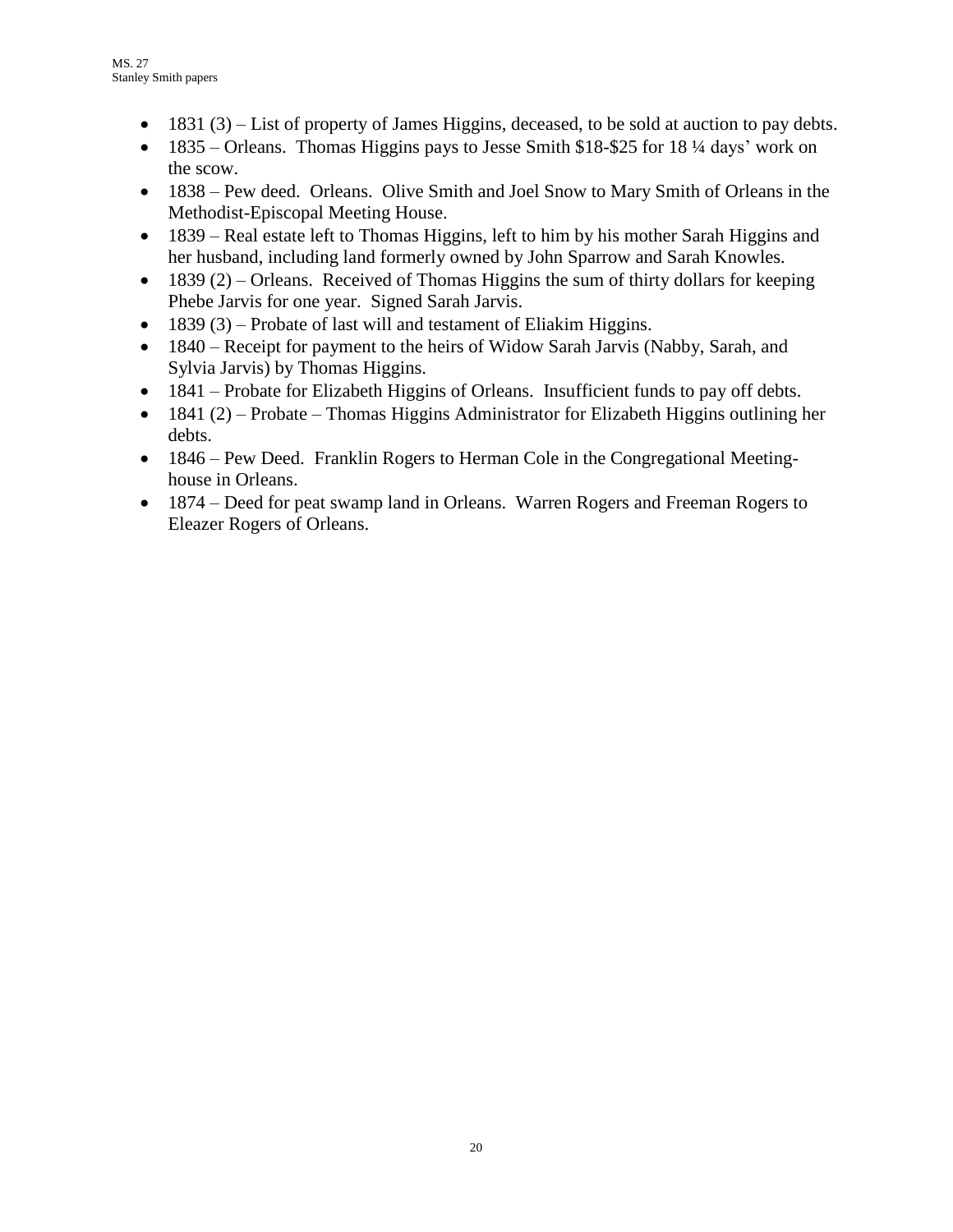- 1831 (3) – List of property of James Higgins, deceased, to be sold at auction to pay debts.
- 1835 – Orleans. Thomas Higgins pays to Jesse Smith $18-$25 for 18 ¼ days' work on the scow.
- 1838 – Pew deed. Orleans. Olive Smith and Joel Snow to Mary Smith of Orleans in the Methodist-Episcopal Meeting House.
- 1839 – Real estate left to Thomas Higgins, left to him by his mother Sarah Higgins and her husband, including land formerly owned by John Sparrow and Sarah Knowles.
- 1839 (2) – Orleans. Received of Thomas Higgins the sum of thirty dollars for keeping Phebe Jarvis for one year. Signed Sarah Jarvis.
- 1839 (3) – Probate of last will and testament of Eliakim Higgins.
- 1840 – Receipt for payment to the heirs of Widow Sarah Jarvis (Nabby, Sarah, and Sylvia Jarvis) by Thomas Higgins.
- 1841 – Probate for Elizabeth Higgins of Orleans. Insufficient funds to pay off debts.
- 1841 (2) – Probate – Thomas Higgins Administrator for Elizabeth Higgins outlining her debts.
- 1846 – Pew Deed. Franklin Rogers to Herman Cole in the Congregational Meeting-house in Orleans.
- 1874 – Deed for peat swamp land in Orleans. Warren Rogers and Freeman Rogers to Eleazer Rogers of Orleans.